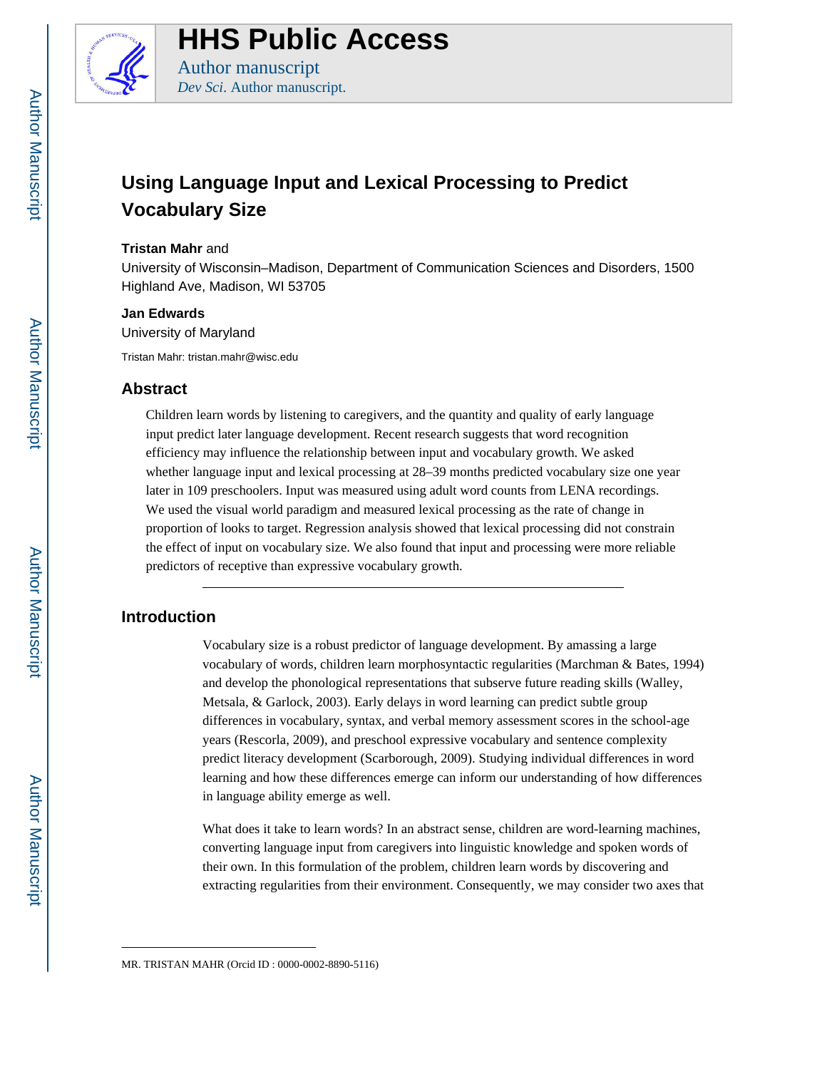# Using Language Input and Lexical Processing to Predict Vocabulary Size

**Tristan Mahr** and

University of Wisconsin–Madison, Department of Communication Sciences and Disorders, 1500 Highland Ave, Madison, WI 53705

**Jan Edwards**

University of Maryland

Tristan Mahr: tristan.mahr@wisc.edu

## Abstract

Children learn words by listening to caregivers, and the quantity and quality of early language input predict later language development. Recent research suggests that word recognition efficiency may influence the relationship between input and vocabulary growth. We asked whether language input and lexical processing at 28–39 months predicted vocabulary size one year later in 109 preschoolers. Input was measured using adult word counts from LENA recordings. We used the visual world paradigm and measured lexical processing as the rate of change in proportion of looks to target. Regression analysis showed that lexical processing did not constrain the effect of input on vocabulary size. We also found that input and processing were more reliable predictors of receptive than expressive vocabulary growth.

## Introduction

Vocabulary size is a robust predictor of language development. By amassing a large vocabulary of words, children learn morphosyntactic regularities (Marchman & Bates, 1994) and develop the phonological representations that subserve future reading skills (Walley, Metsala, & Garlock, 2003). Early delays in word learning can predict subtle group differences in vocabulary, syntax, and verbal memory assessment scores in the school-age years (Rescorla, 2009), and preschool expressive vocabulary and sentence complexity predict literacy development (Scarborough, 2009). Studying individual differences in word learning and how these differences emerge can inform our understanding of how differences in language ability emerge as well.

What does it take to learn words? In an abstract sense, children are word-learning machines, converting language input from caregivers into linguistic knowledge and spoken words of their own. In this formulation of the problem, children learn words by discovering and extracting regularities from their environment. Consequently, we may consider two axes that

MR. TRISTAN MAHR (Orcid ID : 0000-0002-8890-5116)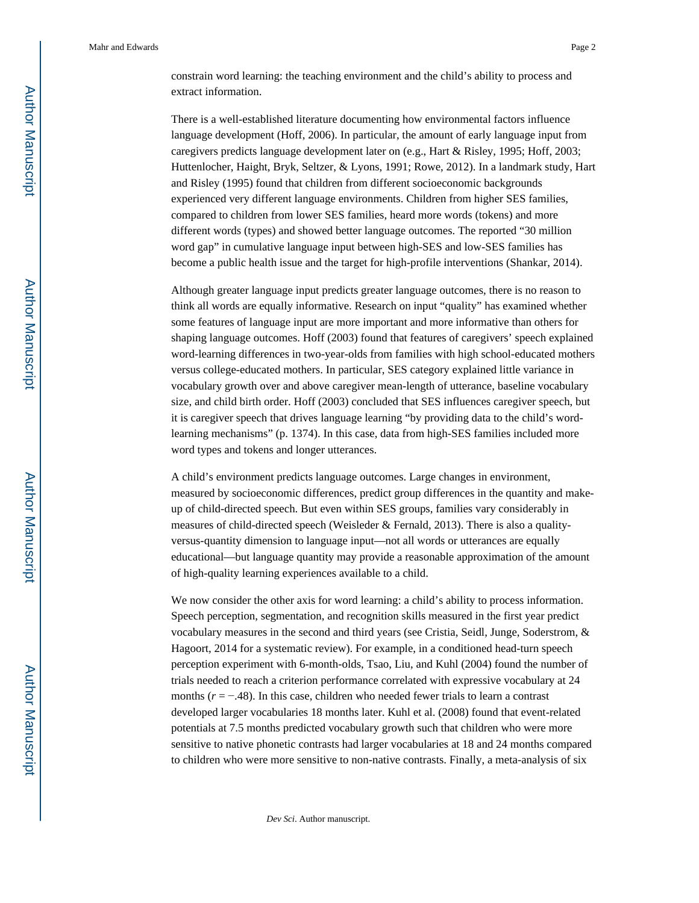constrain word learning: the teaching environment and the child's ability to process and extract information.

There is a well-established literature documenting how environmental factors influence language development (Hoff, 2006). In particular, the amount of early language input from caregivers predicts language development later on (e.g., Hart & Risley, 1995; Hoff, 2003; Huttenlocher, Haight, Bryk, Seltzer, & Lyons, 1991; Rowe, 2012). In a landmark study, Hart and Risley (1995) found that children from different socioeconomic backgrounds experienced very different language environments. Children from higher SES families, compared to children from lower SES families, heard more words (tokens) and more different words (types) and showed better language outcomes. The reported "30 million word gap" in cumulative language input between high-SES and low-SES families has become a public health issue and the target for high-profile interventions (Shankar, 2014).

Although greater language input predicts greater language outcomes, there is no reason to think all words are equally informative. Research on input "quality" has examined whether some features of language input are more important and more informative than others for shaping language outcomes. Hoff (2003) found that features of caregivers' speech explained word-learning differences in two-year-olds from families with high school-educated mothers versus college-educated mothers. In particular, SES category explained little variance in vocabulary growth over and above caregiver mean-length of utterance, baseline vocabulary size, and child birth order. Hoff (2003) concluded that SES influences caregiver speech, but it is caregiver speech that drives language learning "by providing data to the child's word-learning mechanisms" (p. 1374). In this case, data from high-SES families included more word types and tokens and longer utterances.

A child's environment predicts language outcomes. Large changes in environment, measured by socioeconomic differences, predict group differences in the quantity and make-up of child-directed speech. But even within SES groups, families vary considerably in measures of child-directed speech (Weisleder & Fernald, 2013). There is also a quality-versus-quantity dimension to language input—not all words or utterances are equally educational—but language quantity may provide a reasonable approximation of the amount of high-quality learning experiences available to a child.

We now consider the other axis for word learning: a child's ability to process information. Speech perception, segmentation, and recognition skills measured in the first year predict vocabulary measures in the second and third years (see Cristia, Seidl, Junge, Soderstrom, & Hagoort, 2014 for a systematic review). For example, in a conditioned head-turn speech perception experiment with 6-month-olds, Tsao, Liu, and Kuhl (2004) found the number of trials needed to reach a criterion performance correlated with expressive vocabulary at 24 months ($r = -.48$). In this case, children who needed fewer trials to learn a contrast developed larger vocabularies 18 months later. Kuhl et al. (2008) found that event-related potentials at 7.5 months predicted vocabulary growth such that children who were more sensitive to native phonetic contrasts had larger vocabularies at 18 and 24 months compared to children who were more sensitive to non-native contrasts. Finally, a meta-analysis of six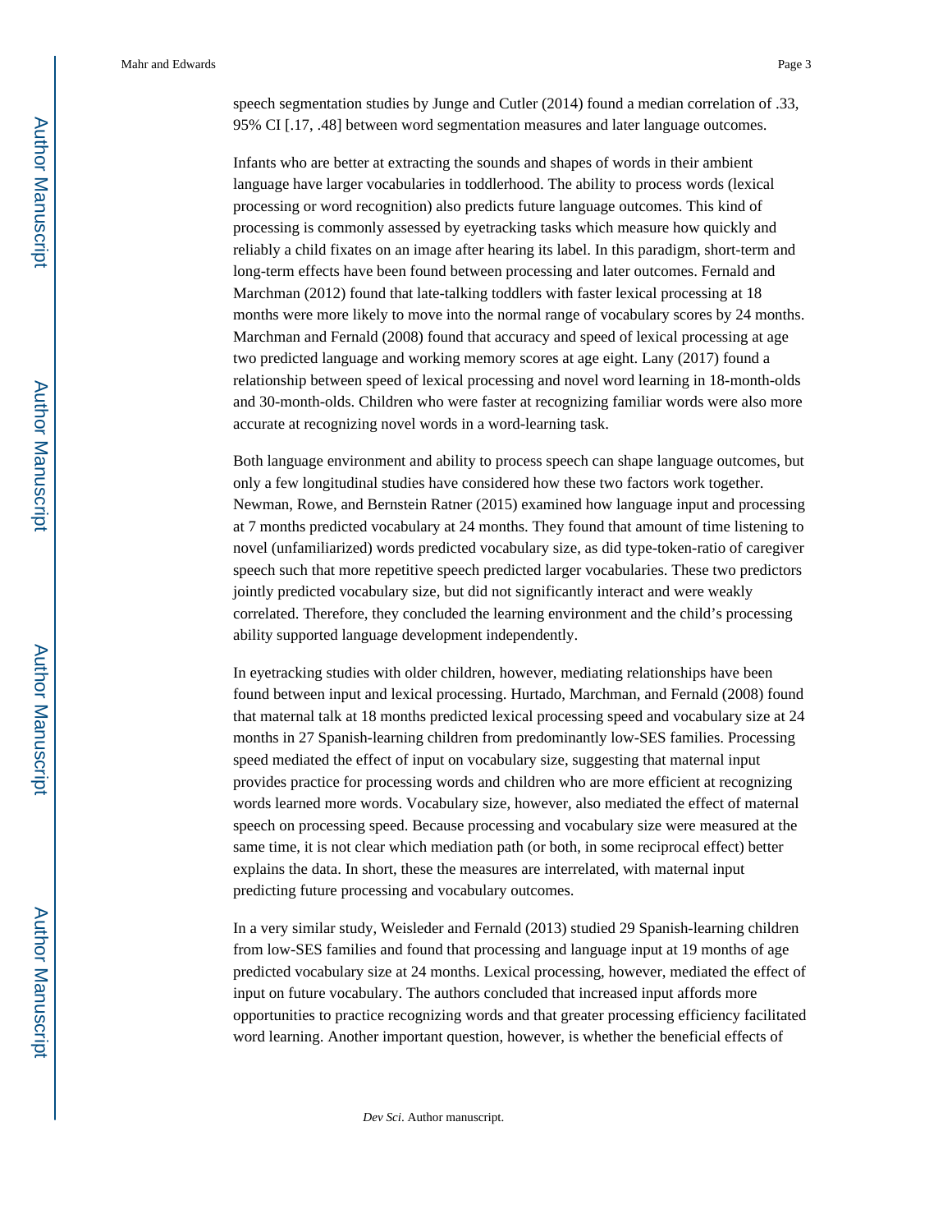speech segmentation studies by Junge and Cutler (2014) found a median correlation of .33, 95% CI [.17, .48] between word segmentation measures and later language outcomes.

Infants who are better at extracting the sounds and shapes of words in their ambient language have larger vocabularies in toddlerhood. The ability to process words (lexical processing or word recognition) also predicts future language outcomes. This kind of processing is commonly assessed by eyetracking tasks which measure how quickly and reliably a child fixates on an image after hearing its label. In this paradigm, short-term and long-term effects have been found between processing and later outcomes. Fernald and Marchman (2012) found that late-talking toddlers with faster lexical processing at 18 months were more likely to move into the normal range of vocabulary scores by 24 months. Marchman and Fernald (2008) found that accuracy and speed of lexical processing at age two predicted language and working memory scores at age eight. Lany (2017) found a relationship between speed of lexical processing and novel word learning in 18-month-olds and 30-month-olds. Children who were faster at recognizing familiar words were also more accurate at recognizing novel words in a word-learning task.

Both language environment and ability to process speech can shape language outcomes, but only a few longitudinal studies have considered how these two factors work together. Newman, Rowe, and Bernstein Ratner (2015) examined how language input and processing at 7 months predicted vocabulary at 24 months. They found that amount of time listening to novel (unfamiliarized) words predicted vocabulary size, as did type-token-ratio of caregiver speech such that more repetitive speech predicted larger vocabularies. These two predictors jointly predicted vocabulary size, but did not significantly interact and were weakly correlated. Therefore, they concluded the learning environment and the child's processing ability supported language development independently.

In eyetracking studies with older children, however, mediating relationships have been found between input and lexical processing. Hurtado, Marchman, and Fernald (2008) found that maternal talk at 18 months predicted lexical processing speed and vocabulary size at 24 months in 27 Spanish-learning children from predominantly low-SES families. Processing speed mediated the effect of input on vocabulary size, suggesting that maternal input provides practice for processing words and children who are more efficient at recognizing words learned more words. Vocabulary size, however, also mediated the effect of maternal speech on processing speed. Because processing and vocabulary size were measured at the same time, it is not clear which mediation path (or both, in some reciprocal effect) better explains the data. In short, these the measures are interrelated, with maternal input predicting future processing and vocabulary outcomes.

In a very similar study, Weisleder and Fernald (2013) studied 29 Spanish-learning children from low-SES families and found that processing and language input at 19 months of age predicted vocabulary size at 24 months. Lexical processing, however, mediated the effect of input on future vocabulary. The authors concluded that increased input affords more opportunities to practice recognizing words and that greater processing efficiency facilitated word learning. Another important question, however, is whether the beneficial effects of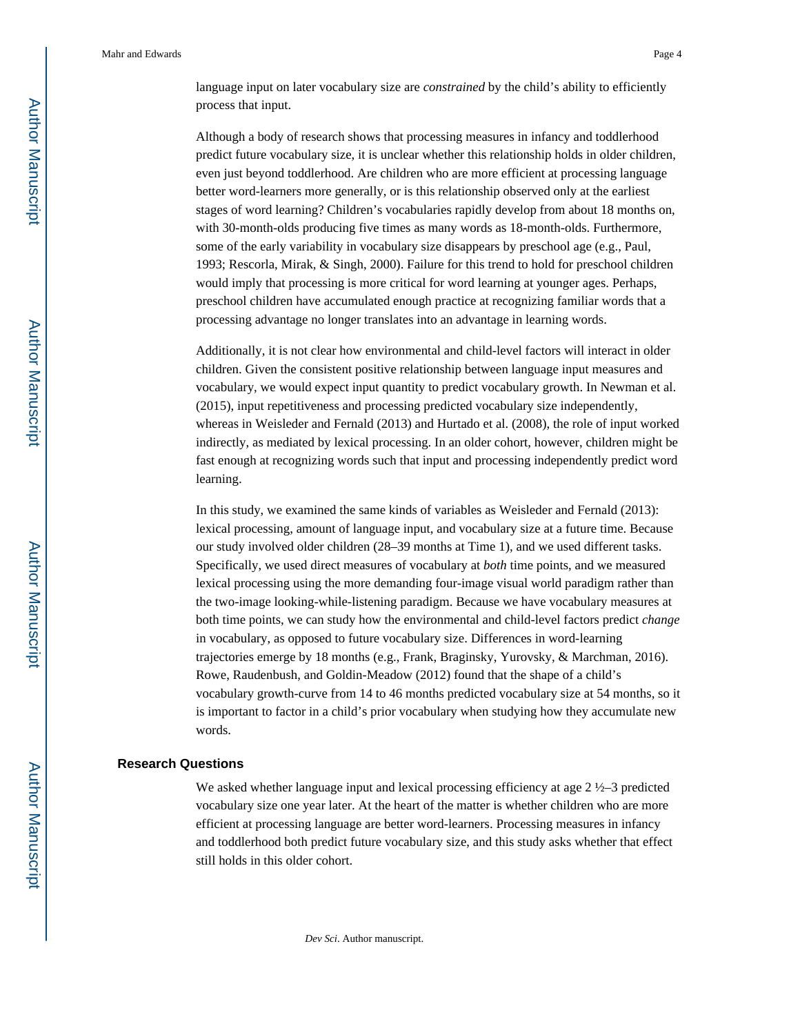language input on later vocabulary size are *constrained* by the child's ability to efficiently process that input.

Although a body of research shows that processing measures in infancy and toddlerhood predict future vocabulary size, it is unclear whether this relationship holds in older children, even just beyond toddlerhood. Are children who are more efficient at processing language better word-learners more generally, or is this relationship observed only at the earliest stages of word learning? Children's vocabularies rapidly develop from about 18 months on, with 30-month-olds producing five times as many words as 18-month-olds. Furthermore, some of the early variability in vocabulary size disappears by preschool age (e.g., Paul, 1993; Rescorla, Mirak, & Singh, 2000). Failure for this trend to hold for preschool children would imply that processing is more critical for word learning at younger ages. Perhaps, preschool children have accumulated enough practice at recognizing familiar words that a processing advantage no longer translates into an advantage in learning words.

Additionally, it is not clear how environmental and child-level factors will interact in older children. Given the consistent positive relationship between language input measures and vocabulary, we would expect input quantity to predict vocabulary growth. In Newman et al. (2015), input repetitiveness and processing predicted vocabulary size independently, whereas in Weisleder and Fernald (2013) and Hurtado et al. (2008), the role of input worked indirectly, as mediated by lexical processing. In an older cohort, however, children might be fast enough at recognizing words such that input and processing independently predict word learning.

In this study, we examined the same kinds of variables as Weisleder and Fernald (2013): lexical processing, amount of language input, and vocabulary size at a future time. Because our study involved older children (28–39 months at Time 1), and we used different tasks. Specifically, we used direct measures of vocabulary at *both* time points, and we measured lexical processing using the more demanding four-image visual world paradigm rather than the two-image looking-while-listening paradigm. Because we have vocabulary measures at both time points, we can study how the environmental and child-level factors predict *change* in vocabulary, as opposed to future vocabulary size. Differences in word-learning trajectories emerge by 18 months (e.g., Frank, Braginsky, Yurovsky, & Marchman, 2016). Rowe, Raudenbush, and Goldin-Meadow (2012) found that the shape of a child's vocabulary growth-curve from 14 to 46 months predicted vocabulary size at 54 months, so it is important to factor in a child's prior vocabulary when studying how they accumulate new words.

## Research Questions

We asked whether language input and lexical processing efficiency at age 2 ½–3 predicted vocabulary size one year later. At the heart of the matter is whether children who are more efficient at processing language are better word-learners. Processing measures in infancy and toddlerhood both predict future vocabulary size, and this study asks whether that effect still holds in this older cohort.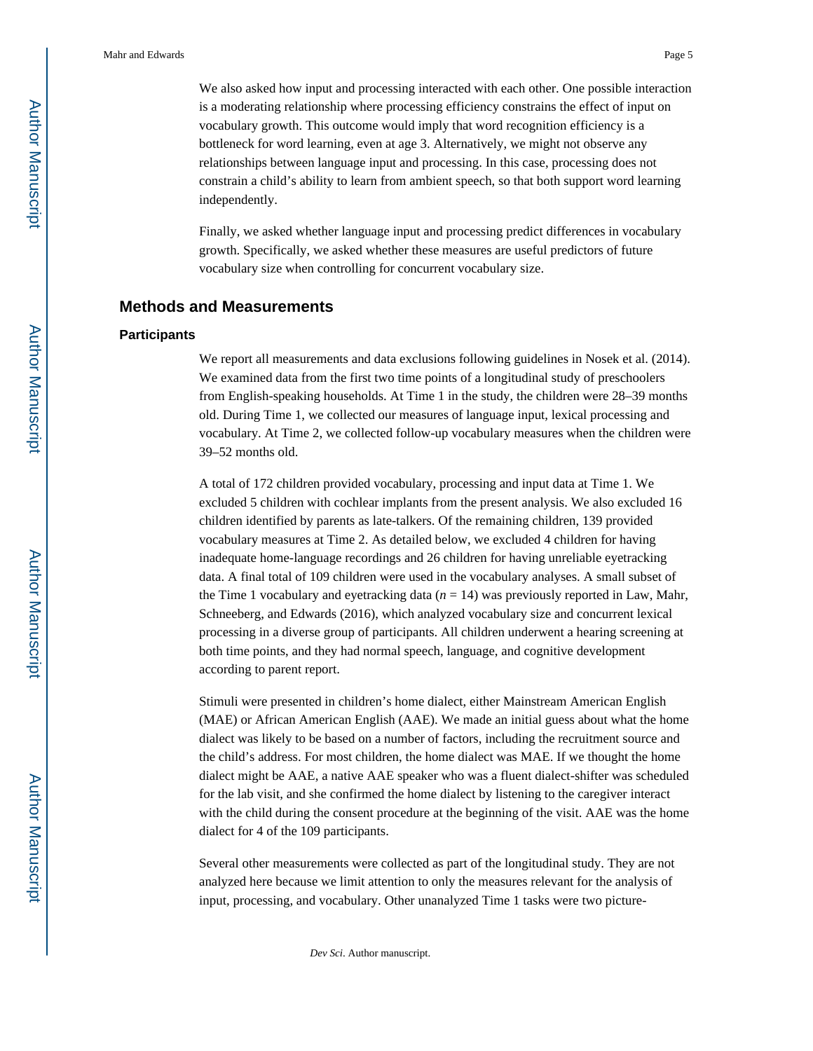We also asked how input and processing interacted with each other. One possible interaction is a moderating relationship where processing efficiency constrains the effect of input on vocabulary growth. This outcome would imply that word recognition efficiency is a bottleneck for word learning, even at age 3. Alternatively, we might not observe any relationships between language input and processing. In this case, processing does not constrain a child's ability to learn from ambient speech, so that both support word learning independently.

Finally, we asked whether language input and processing predict differences in vocabulary growth. Specifically, we asked whether these measures are useful predictors of future vocabulary size when controlling for concurrent vocabulary size.

## Methods and Measurements

### Participants

We report all measurements and data exclusions following guidelines in Nosek et al. (2014). We examined data from the first two time points of a longitudinal study of preschoolers from English-speaking households. At Time 1 in the study, the children were 28–39 months old. During Time 1, we collected our measures of language input, lexical processing and vocabulary. At Time 2, we collected follow-up vocabulary measures when the children were 39–52 months old.

A total of 172 children provided vocabulary, processing and input data at Time 1. We excluded 5 children with cochlear implants from the present analysis. We also excluded 16 children identified by parents as late-talkers. Of the remaining children, 139 provided vocabulary measures at Time 2. As detailed below, we excluded 4 children for having inadequate home-language recordings and 26 children for having unreliable eyetracking data. A final total of 109 children were used in the vocabulary analyses. A small subset of the Time 1 vocabulary and eyetracking data ($n$ = 14) was previously reported in Law, Mahr, Schneeberg, and Edwards (2016), which analyzed vocabulary size and concurrent lexical processing in a diverse group of participants. All children underwent a hearing screening at both time points, and they had normal speech, language, and cognitive development according to parent report.

Stimuli were presented in children's home dialect, either Mainstream American English (MAE) or African American English (AAE). We made an initial guess about what the home dialect was likely to be based on a number of factors, including the recruitment source and the child's address. For most children, the home dialect was MAE. If we thought the home dialect might be AAE, a native AAE speaker who was a fluent dialect-shifter was scheduled for the lab visit, and she confirmed the home dialect by listening to the caregiver interact with the child during the consent procedure at the beginning of the visit. AAE was the home dialect for 4 of the 109 participants.

Several other measurements were collected as part of the longitudinal study. They are not analyzed here because we limit attention to only the measures relevant for the analysis of input, processing, and vocabulary. Other unanalyzed Time 1 tasks were two picture-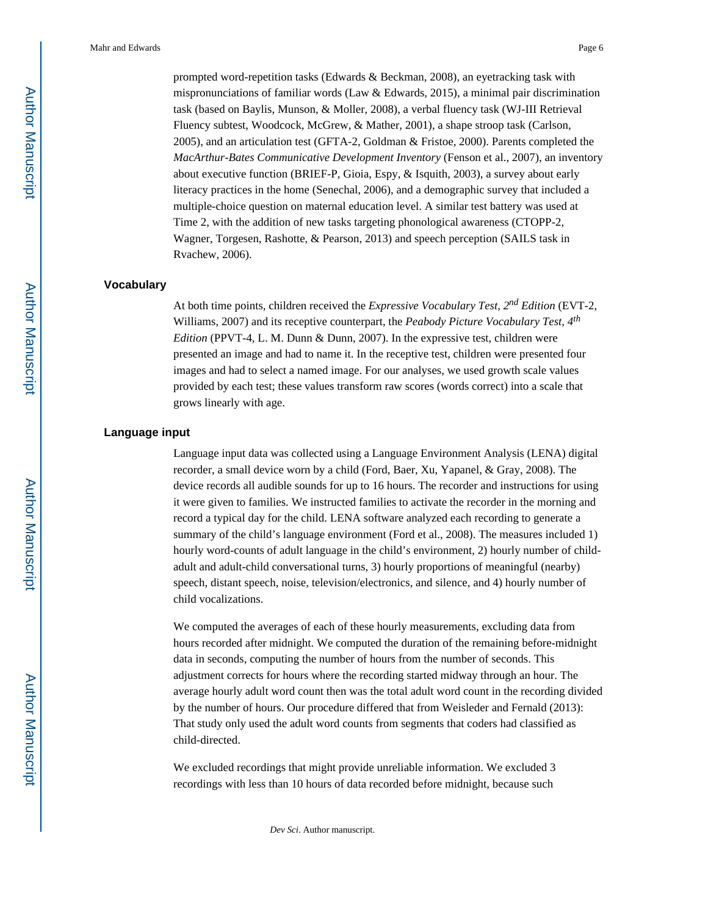prompted word-repetition tasks (Edwards & Beckman, 2008), an eyetracking task with mispronunciations of familiar words (Law & Edwards, 2015), a minimal pair discrimination task (based on Baylis, Munson, & Moller, 2008), a verbal fluency task (WJ-III Retrieval Fluency subtest, Woodcock, McGrew, & Mather, 2001), a shape stroop task (Carlson, 2005), and an articulation test (GFTA-2, Goldman & Fristoe, 2000). Parents completed the *MacArthur-Bates Communicative Development Inventory* (Fenson et al., 2007), an inventory about executive function (BRIEF-P, Gioia, Espy, & Isquith, 2003), a survey about early literacy practices in the home (Senechal, 2006), and a demographic survey that included a multiple-choice question on maternal education level. A similar test battery was used at Time 2, with the addition of new tasks targeting phonological awareness (CTOPP-2, Wagner, Torgesen, Rashotte, & Pearson, 2013) and speech perception (SAILS task in Rvachew, 2006).

## Vocabulary

At both time points, children received the *Expressive Vocabulary Test, 2nd Edition* (EVT-2, Williams, 2007) and its receptive counterpart, the *Peabody Picture Vocabulary Test, 4th Edition* (PPVT-4, L. M. Dunn & Dunn, 2007). In the expressive test, children were presented an image and had to name it. In the receptive test, children were presented four images and had to select a named image. For our analyses, we used growth scale values provided by each test; these values transform raw scores (words correct) into a scale that grows linearly with age.

## Language input

Language input data was collected using a Language Environment Analysis (LENA) digital recorder, a small device worn by a child (Ford, Baer, Xu, Yapanel, & Gray, 2008). The device records all audible sounds for up to 16 hours. The recorder and instructions for using it were given to families. We instructed families to activate the recorder in the morning and record a typical day for the child. LENA software analyzed each recording to generate a summary of the child's language environment (Ford et al., 2008). The measures included 1) hourly word-counts of adult language in the child's environment, 2) hourly number of child-adult and adult-child conversational turns, 3) hourly proportions of meaningful (nearby) speech, distant speech, noise, television/electronics, and silence, and 4) hourly number of child vocalizations.

We computed the averages of each of these hourly measurements, excluding data from hours recorded after midnight. We computed the duration of the remaining before-midnight data in seconds, computing the number of hours from the number of seconds. This adjustment corrects for hours where the recording started midway through an hour. The average hourly adult word count then was the total adult word count in the recording divided by the number of hours. Our procedure differed that from Weisleder and Fernald (2013): That study only used the adult word counts from segments that coders had classified as child-directed.

We excluded recordings that might provide unreliable information. We excluded 3 recordings with less than 10 hours of data recorded before midnight, because such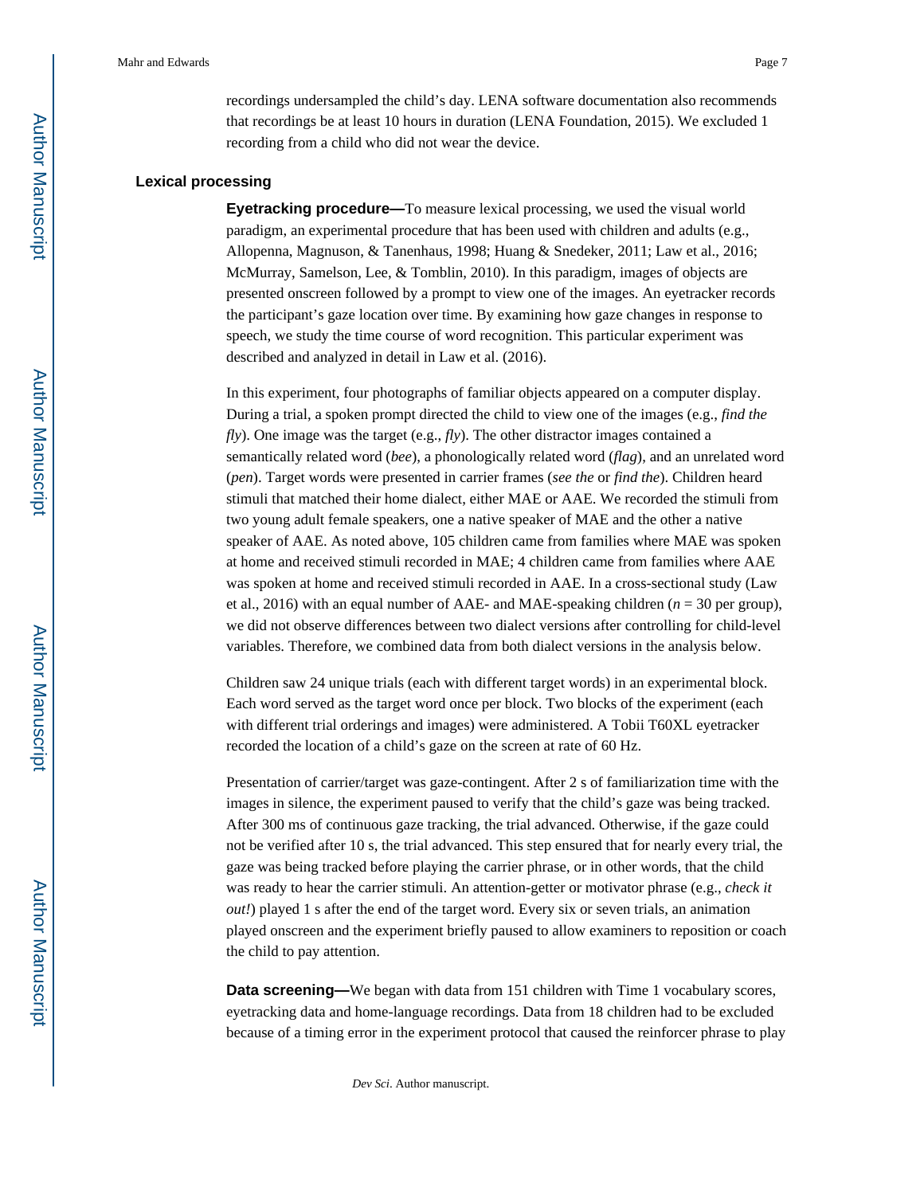recordings undersampled the child's day. LENA software documentation also recommends that recordings be at least 10 hours in duration (LENA Foundation, 2015). We excluded 1 recording from a child who did not wear the device.

## Lexical processing

**Eyetracking procedure—**To measure lexical processing, we used the visual world paradigm, an experimental procedure that has been used with children and adults (e.g., Allopenna, Magnuson, & Tanenhaus, 1998; Huang & Snedeker, 2011; Law et al., 2016; McMurray, Samelson, Lee, & Tomblin, 2010). In this paradigm, images of objects are presented onscreen followed by a prompt to view one of the images. An eyetracker records the participant's gaze location over time. By examining how gaze changes in response to speech, we study the time course of word recognition. This particular experiment was described and analyzed in detail in Law et al. (2016).

In this experiment, four photographs of familiar objects appeared on a computer display. During a trial, a spoken prompt directed the child to view one of the images (e.g., *find the fly*). One image was the target (e.g., *fly*). The other distractor images contained a semantically related word (*bee*), a phonologically related word (*flag*), and an unrelated word (*pen*). Target words were presented in carrier frames (*see the* or *find the*). Children heard stimuli that matched their home dialect, either MAE or AAE. We recorded the stimuli from two young adult female speakers, one a native speaker of MAE and the other a native speaker of AAE. As noted above, 105 children came from families where MAE was spoken at home and received stimuli recorded in MAE; 4 children came from families where AAE was spoken at home and received stimuli recorded in AAE. In a cross-sectional study (Law et al., 2016) with an equal number of AAE- and MAE-speaking children ($n$ = 30 per group), we did not observe differences between two dialect versions after controlling for child-level variables. Therefore, we combined data from both dialect versions in the analysis below.

Children saw 24 unique trials (each with different target words) in an experimental block. Each word served as the target word once per block. Two blocks of the experiment (each with different trial orderings and images) were administered. A Tobii T60XL eyetracker recorded the location of a child's gaze on the screen at rate of 60 Hz.

Presentation of carrier/target was gaze-contingent. After 2 s of familiarization time with the images in silence, the experiment paused to verify that the child's gaze was being tracked. After 300 ms of continuous gaze tracking, the trial advanced. Otherwise, if the gaze could not be verified after 10 s, the trial advanced. This step ensured that for nearly every trial, the gaze was being tracked before playing the carrier phrase, or in other words, that the child was ready to hear the carrier stimuli. An attention-getter or motivator phrase (e.g., *check it out!*) played 1 s after the end of the target word. Every six or seven trials, an animation played onscreen and the experiment briefly paused to allow examiners to reposition or coach the child to pay attention.

**Data screening—**We began with data from 151 children with Time 1 vocabulary scores, eyetracking data and home-language recordings. Data from 18 children had to be excluded because of a timing error in the experiment protocol that caused the reinforcer phrase to play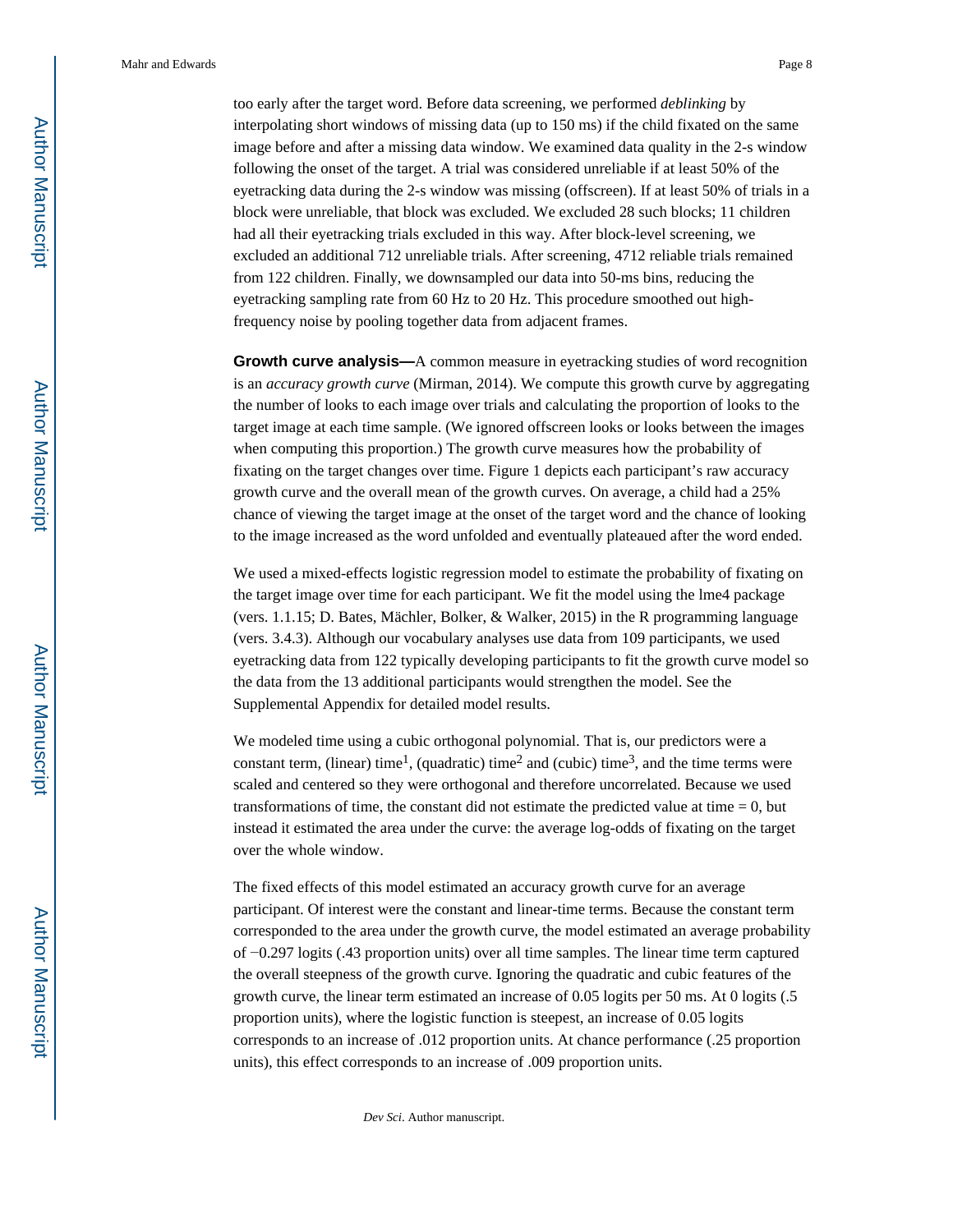too early after the target word. Before data screening, we performed *deblinking* by interpolating short windows of missing data (up to 150 ms) if the child fixated on the same image before and after a missing data window. We examined data quality in the 2-s window following the onset of the target. A trial was considered unreliable if at least 50% of the eyetracking data during the 2-s window was missing (offscreen). If at least 50% of trials in a block were unreliable, that block was excluded. We excluded 28 such blocks; 11 children had all their eyetracking trials excluded in this way. After block-level screening, we excluded an additional 712 unreliable trials. After screening, 4712 reliable trials remained from 122 children. Finally, we downsampled our data into 50-ms bins, reducing the eyetracking sampling rate from 60 Hz to 20 Hz. This procedure smoothed out high-frequency noise by pooling together data from adjacent frames.

**Growth curve analysis—**A common measure in eyetracking studies of word recognition is an *accuracy growth curve* (Mirman, 2014). We compute this growth curve by aggregating the number of looks to each image over trials and calculating the proportion of looks to the target image at each time sample. (We ignored offscreen looks or looks between the images when computing this proportion.) The growth curve measures how the probability of fixating on the target changes over time. Figure 1 depicts each participant's raw accuracy growth curve and the overall mean of the growth curves. On average, a child had a 25% chance of viewing the target image at the onset of the target word and the chance of looking to the image increased as the word unfolded and eventually plateaued after the word ended.

We used a mixed-effects logistic regression model to estimate the probability of fixating on the target image over time for each participant. We fit the model using the lme4 package (vers. 1.1.15; D. Bates, Mächler, Bolker, & Walker, 2015) in the R programming language (vers. 3.4.3). Although our vocabulary analyses use data from 109 participants, we used eyetracking data from 122 typically developing participants to fit the growth curve model so the data from the 13 additional participants would strengthen the model. See the Supplemental Appendix for detailed model results.

We modeled time using a cubic orthogonal polynomial. That is, our predictors were a constant term, (linear) $\text{time}^1$, (quadratic) $\text{time}^2$ and (cubic) $\text{time}^3$, and the time terms were scaled and centered so they were orthogonal and therefore uncorrelated. Because we used transformations of time, the constant did not estimate the predicted value at time = 0, but instead it estimated the area under the curve: the average log-odds of fixating on the target over the whole window.

The fixed effects of this model estimated an accuracy growth curve for an average participant. Of interest were the constant and linear-time terms. Because the constant term corresponded to the area under the growth curve, the model estimated an average probability of −0.297 logits (.43 proportion units) over all time samples. The linear time term captured the overall steepness of the growth curve. Ignoring the quadratic and cubic features of the growth curve, the linear term estimated an increase of 0.05 logits per 50 ms. At 0 logits (.5 proportion units), where the logistic function is steepest, an increase of 0.05 logits corresponds to an increase of .012 proportion units. At chance performance (.25 proportion units), this effect corresponds to an increase of .009 proportion units.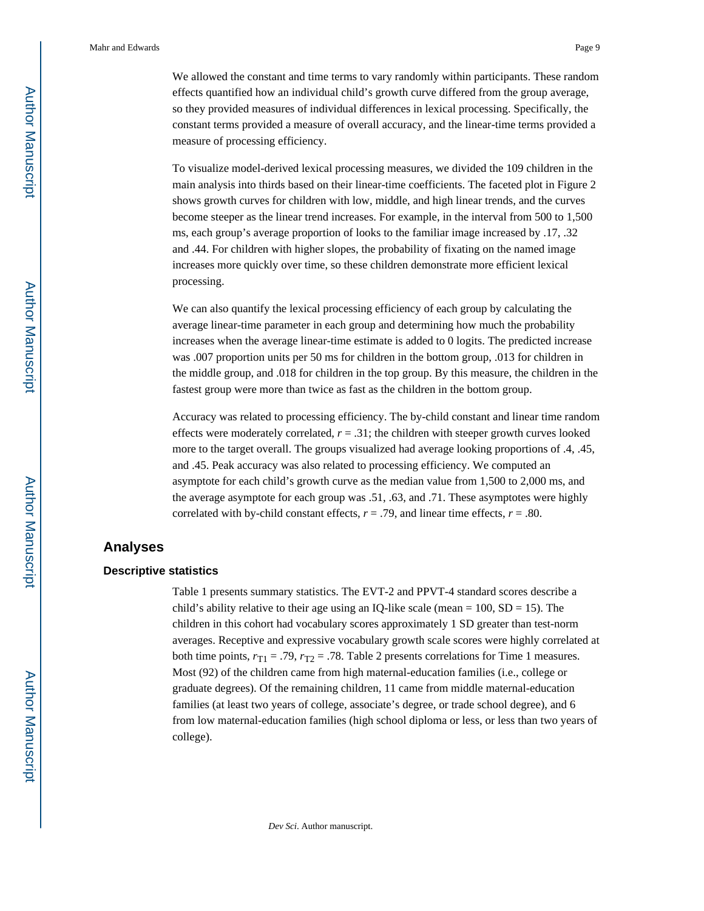We allowed the constant and time terms to vary randomly within participants. These random effects quantified how an individual child's growth curve differed from the group average, so they provided measures of individual differences in lexical processing. Specifically, the constant terms provided a measure of overall accuracy, and the linear-time terms provided a measure of processing efficiency.

To visualize model-derived lexical processing measures, we divided the 109 children in the main analysis into thirds based on their linear-time coefficients. The faceted plot in Figure 2 shows growth curves for children with low, middle, and high linear trends, and the curves become steeper as the linear trend increases. For example, in the interval from 500 to 1,500 ms, each group's average proportion of looks to the familiar image increased by .17, .32 and .44. For children with higher slopes, the probability of fixating on the named image increases more quickly over time, so these children demonstrate more efficient lexical processing.

We can also quantify the lexical processing efficiency of each group by calculating the average linear-time parameter in each group and determining how much the probability increases when the average linear-time estimate is added to 0 logits. The predicted increase was .007 proportion units per 50 ms for children in the bottom group, .013 for children in the middle group, and .018 for children in the top group. By this measure, the children in the fastest group were more than twice as fast as the children in the bottom group.

Accuracy was related to processing efficiency. The by-child constant and linear time random effects were moderately correlated, $r = .31$; the children with steeper growth curves looked more to the target overall. The groups visualized had average looking proportions of .4, .45, and .45. Peak accuracy was also related to processing efficiency. We computed an asymptote for each child's growth curve as the median value from 1,500 to 2,000 ms, and the average asymptote for each group was .51, .63, and .71. These asymptotes were highly correlated with by-child constant effects, $r = .79$, and linear time effects, $r = .80$.

## Analyses

### Descriptive statistics

Table 1 presents summary statistics. The EVT-2 and PPVT-4 standard scores describe a child's ability relative to their age using an IQ-like scale (mean = 100, SD = 15). The children in this cohort had vocabulary scores approximately 1 SD greater than test-norm averages. Receptive and expressive vocabulary growth scale scores were highly correlated at both time points, $r_{T1} = .79$, $r_{T2} = .78$. Table 2 presents correlations for Time 1 measures. Most (92) of the children came from high maternal-education families (i.e., college or graduate degrees). Of the remaining children, 11 came from middle maternal-education families (at least two years of college, associate's degree, or trade school degree), and 6 from low maternal-education families (high school diploma or less, or less than two years of college).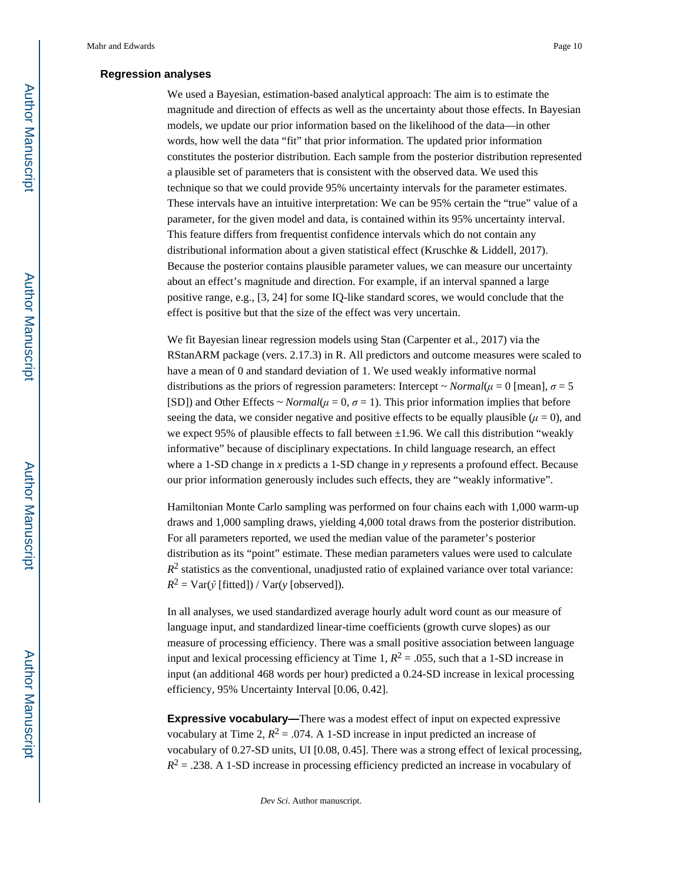### Regression analyses

We used a Bayesian, estimation-based analytical approach: The aim is to estimate the magnitude and direction of effects as well as the uncertainty about those effects. In Bayesian models, we update our prior information based on the likelihood of the data—in other words, how well the data "fit" that prior information. The updated prior information constitutes the posterior distribution. Each sample from the posterior distribution represented a plausible set of parameters that is consistent with the observed data. We used this technique so that we could provide 95% uncertainty intervals for the parameter estimates. These intervals have an intuitive interpretation: We can be 95% certain the "true" value of a parameter, for the given model and data, is contained within its 95% uncertainty interval. This feature differs from frequentist confidence intervals which do not contain any distributional information about a given statistical effect (Kruschke & Liddell, 2017). Because the posterior contains plausible parameter values, we can measure our uncertainty about an effect's magnitude and direction. For example, if an interval spanned a large positive range, e.g., [3, 24] for some IQ-like standard scores, we would conclude that the effect is positive but that the size of the effect was very uncertain.

We fit Bayesian linear regression models using Stan (Carpenter et al., 2017) via the RStanARM package (vers. 2.17.3) in R. All predictors and outcome measures were scaled to have a mean of 0 and standard deviation of 1. We used weakly informative normal distributions as the priors of regression parameters: Intercept ~ *Normal*($\mu = 0$ [mean], $\sigma = 5$ [SD]) and Other Effects ~ *Normal*($\mu = 0$, $\sigma = 1$). This prior information implies that before seeing the data, we consider negative and positive effects to be equally plausible ($\mu = 0$), and we expect 95% of plausible effects to fall between ±1.96. We call this distribution "weakly informative" because of disciplinary expectations. In child language research, an effect where a 1-SD change in *x* predicts a 1-SD change in *y* represents a profound effect. Because our prior information generously includes such effects, they are "weakly informative".

Hamiltonian Monte Carlo sampling was performed on four chains each with 1,000 warm-up draws and 1,000 sampling draws, yielding 4,000 total draws from the posterior distribution. For all parameters reported, we used the median value of the parameter's posterior distribution as its "point" estimate. These median parameters values were used to calculate $R^2$ statistics as the conventional, unadjusted ratio of explained variance over total variance: $R^2 = \mathrm{Var}(\hat{y}\ [\text{fitted}]) / \mathrm{Var}(y\ [\text{observed}])$.

In all analyses, we used standardized average hourly adult word count as our measure of language input, and standardized linear-time coefficients (growth curve slopes) as our measure of processing efficiency. There was a small positive association between language input and lexical processing efficiency at Time 1, $R^2 = .055$, such that a 1-SD increase in input (an additional 468 words per hour) predicted a 0.24-SD increase in lexical processing efficiency, 95% Uncertainty Interval [0.06, 0.42].

**Expressive vocabulary—**There was a modest effect of input on expected expressive vocabulary at Time 2, $R^2 = .074$. A 1-SD increase in input predicted an increase of vocabulary of 0.27-SD units, UI [0.08, 0.45]. There was a strong effect of lexical processing, $R^2 = .238$. A 1-SD increase in processing efficiency predicted an increase in vocabulary of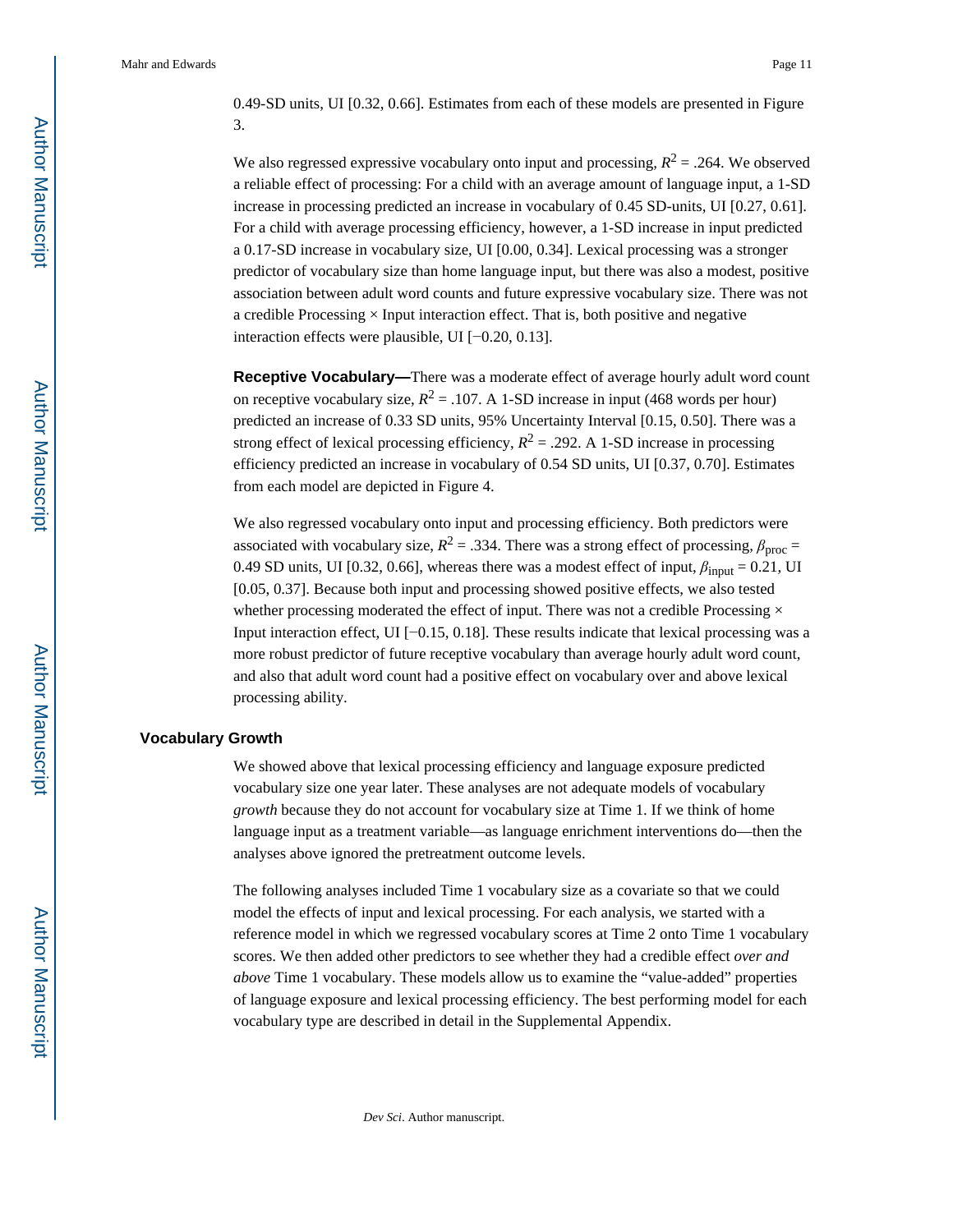0.49-SD units, UI [0.32, 0.66]. Estimates from each of these models are presented in Figure 3.

We also regressed expressive vocabulary onto input and processing, $R^2$ = .264. We observed a reliable effect of processing: For a child with an average amount of language input, a 1-SD increase in processing predicted an increase in vocabulary of 0.45 SD-units, UI [0.27, 0.61]. For a child with average processing efficiency, however, a 1-SD increase in input predicted a 0.17-SD increase in vocabulary size, UI [0.00, 0.34]. Lexical processing was a stronger predictor of vocabulary size than home language input, but there was also a modest, positive association between adult word counts and future expressive vocabulary size. There was not a credible Processing × Input interaction effect. That is, both positive and negative interaction effects were plausible, UI [−0.20, 0.13].

**Receptive Vocabulary—**There was a moderate effect of average hourly adult word count on receptive vocabulary size, $R^2$ = .107. A 1-SD increase in input (468 words per hour) predicted an increase of 0.33 SD units, 95% Uncertainty Interval [0.15, 0.50]. There was a strong effect of lexical processing efficiency, $R^2$ = .292. A 1-SD increase in processing efficiency predicted an increase in vocabulary of 0.54 SD units, UI [0.37, 0.70]. Estimates from each model are depicted in Figure 4.

We also regressed vocabulary onto input and processing efficiency. Both predictors were associated with vocabulary size, $R^2$ = .334. There was a strong effect of processing, $\beta_{\text{proc}}$ = 0.49 SD units, UI [0.32, 0.66], whereas there was a modest effect of input, $\beta_{\text{input}}$ = 0.21, UI [0.05, 0.37]. Because both input and processing showed positive effects, we also tested whether processing moderated the effect of input. There was not a credible Processing × Input interaction effect, UI [−0.15, 0.18]. These results indicate that lexical processing was a more robust predictor of future receptive vocabulary than average hourly adult word count, and also that adult word count had a positive effect on vocabulary over and above lexical processing ability.

### Vocabulary Growth

We showed above that lexical processing efficiency and language exposure predicted vocabulary size one year later. These analyses are not adequate models of vocabulary *growth* because they do not account for vocabulary size at Time 1. If we think of home language input as a treatment variable—as language enrichment interventions do—then the analyses above ignored the pretreatment outcome levels.

The following analyses included Time 1 vocabulary size as a covariate so that we could model the effects of input and lexical processing. For each analysis, we started with a reference model in which we regressed vocabulary scores at Time 2 onto Time 1 vocabulary scores. We then added other predictors to see whether they had a credible effect *over and above* Time 1 vocabulary. These models allow us to examine the "value-added" properties of language exposure and lexical processing efficiency. The best performing model for each vocabulary type are described in detail in the Supplemental Appendix.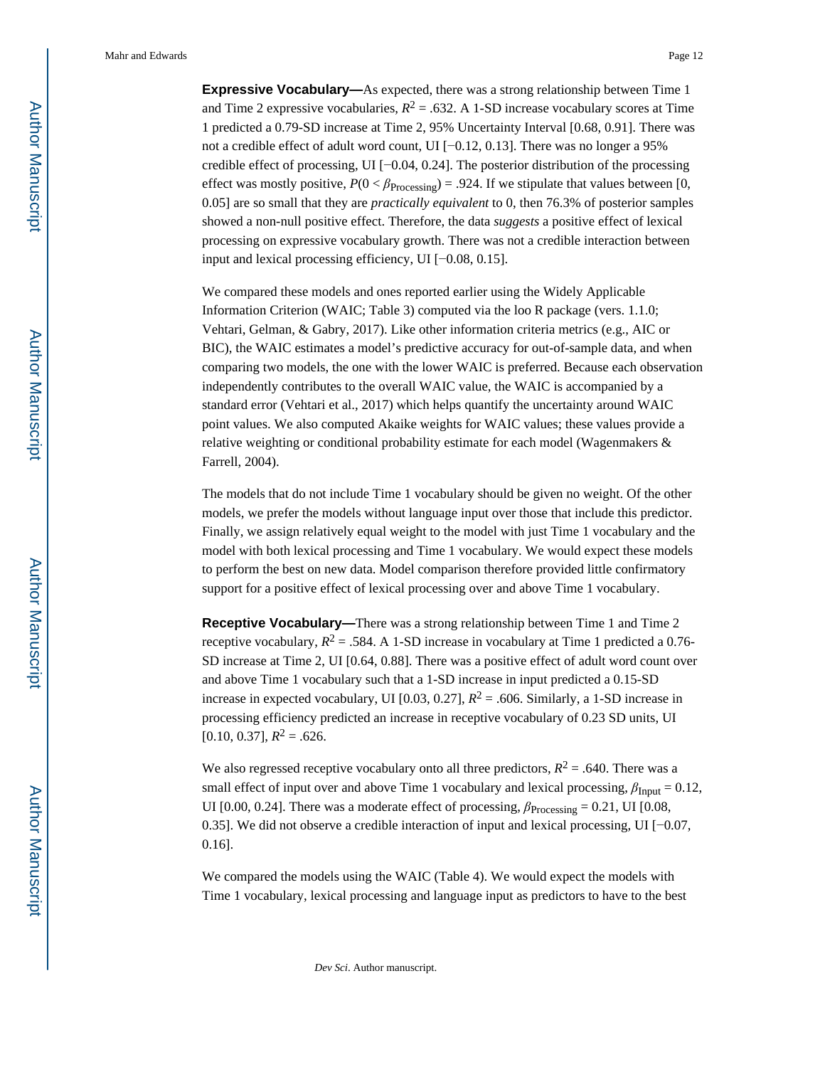**Expressive Vocabulary—**As expected, there was a strong relationship between Time 1 and Time 2 expressive vocabularies, $R^2$ = .632. A 1-SD increase vocabulary scores at Time 1 predicted a 0.79-SD increase at Time 2, 95% Uncertainty Interval [0.68, 0.91]. There was not a credible effect of adult word count, UI [−0.12, 0.13]. There was no longer a 95% credible effect of processing, UI [−0.04, 0.24]. The posterior distribution of the processing effect was mostly positive, $P(0 < \beta_{\text{Processing}}) = .924$. If we stipulate that values between [0, 0.05] are so small that they are *practically equivalent* to 0, then 76.3% of posterior samples showed a non-null positive effect. Therefore, the data *suggests* a positive effect of lexical processing on expressive vocabulary growth. There was not a credible interaction between input and lexical processing efficiency, UI [−0.08, 0.15].

We compared these models and ones reported earlier using the Widely Applicable Information Criterion (WAIC; Table 3) computed via the loo R package (vers. 1.1.0; Vehtari, Gelman, & Gabry, 2017). Like other information criteria metrics (e.g., AIC or BIC), the WAIC estimates a model's predictive accuracy for out-of-sample data, and when comparing two models, the one with the lower WAIC is preferred. Because each observation independently contributes to the overall WAIC value, the WAIC is accompanied by a standard error (Vehtari et al., 2017) which helps quantify the uncertainty around WAIC point values. We also computed Akaike weights for WAIC values; these values provide a relative weighting or conditional probability estimate for each model (Wagenmakers & Farrell, 2004).

The models that do not include Time 1 vocabulary should be given no weight. Of the other models, we prefer the models without language input over those that include this predictor. Finally, we assign relatively equal weight to the model with just Time 1 vocabulary and the model with both lexical processing and Time 1 vocabulary. We would expect these models to perform the best on new data. Model comparison therefore provided little confirmatory support for a positive effect of lexical processing over and above Time 1 vocabulary.

**Receptive Vocabulary—**There was a strong relationship between Time 1 and Time 2 receptive vocabulary, $R^2$ = .584. A 1-SD increase in vocabulary at Time 1 predicted a 0.76-SD increase at Time 2, UI [0.64, 0.88]. There was a positive effect of adult word count over and above Time 1 vocabulary such that a 1-SD increase in input predicted a 0.15-SD increase in expected vocabulary, UI [0.03, 0.27], $R^2$ = .606. Similarly, a 1-SD increase in processing efficiency predicted an increase in receptive vocabulary of 0.23 SD units, UI [0.10, 0.37], $R^2$ = .626.

We also regressed receptive vocabulary onto all three predictors, $R^2$ = .640. There was a small effect of input over and above Time 1 vocabulary and lexical processing, $\beta_{\text{Input}} = 0.12$, UI [0.00, 0.24]. There was a moderate effect of processing, $\beta_{\text{Processing}} = 0.21$, UI [0.08, 0.35]. We did not observe a credible interaction of input and lexical processing, UI [−0.07, 0.16].

We compared the models using the WAIC (Table 4). We would expect the models with Time 1 vocabulary, lexical processing and language input as predictors to have to the best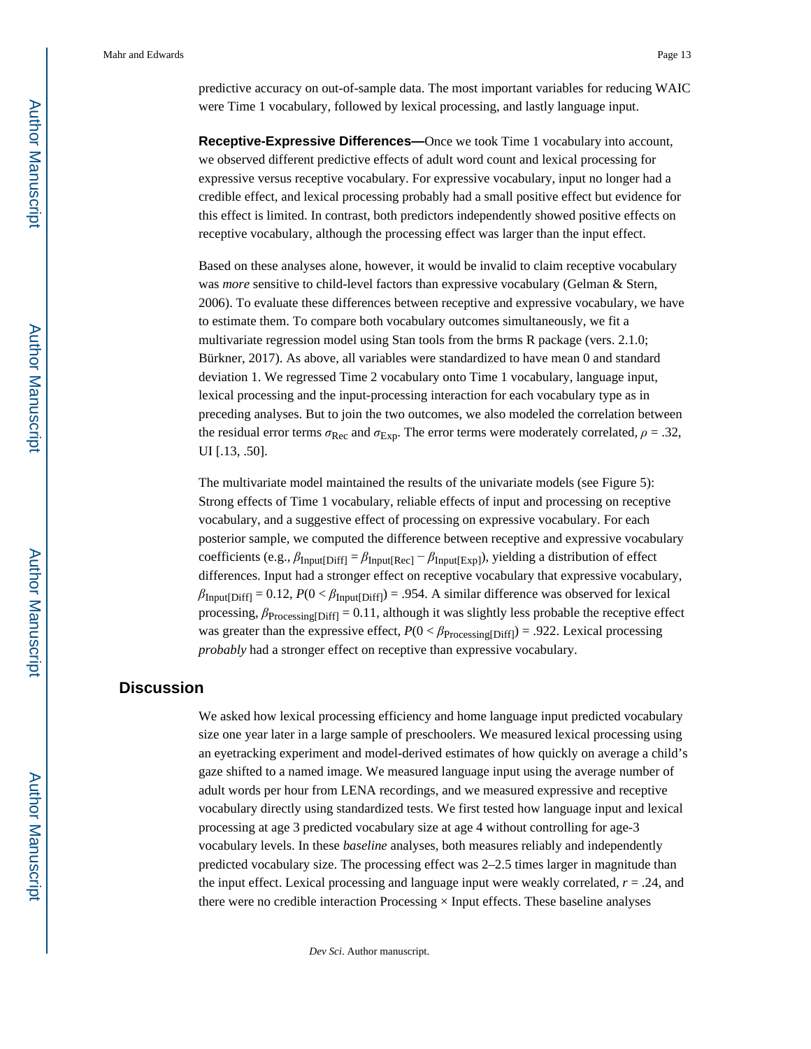predictive accuracy on out-of-sample data. The most important variables for reducing WAIC were Time 1 vocabulary, followed by lexical processing, and lastly language input.

**Receptive-Expressive Differences—**Once we took Time 1 vocabulary into account, we observed different predictive effects of adult word count and lexical processing for expressive versus receptive vocabulary. For expressive vocabulary, input no longer had a credible effect, and lexical processing probably had a small positive effect but evidence for this effect is limited. In contrast, both predictors independently showed positive effects on receptive vocabulary, although the processing effect was larger than the input effect.

Based on these analyses alone, however, it would be invalid to claim receptive vocabulary was *more* sensitive to child-level factors than expressive vocabulary (Gelman & Stern, 2006). To evaluate these differences between receptive and expressive vocabulary, we have to estimate them. To compare both vocabulary outcomes simultaneously, we fit a multivariate regression model using Stan tools from the brms R package (vers. 2.1.0; Bürkner, 2017). As above, all variables were standardized to have mean 0 and standard deviation 1. We regressed Time 2 vocabulary onto Time 1 vocabulary, language input, lexical processing and the input-processing interaction for each vocabulary type as in preceding analyses. But to join the two outcomes, we also modeled the correlation between the residual error terms $\sigma_{\text{Rec}}$ and $\sigma_{\text{Exp}}$. The error terms were moderately correlated, $\rho = .32$, UI [.13, .50].

The multivariate model maintained the results of the univariate models (see Figure 5): Strong effects of Time 1 vocabulary, reliable effects of input and processing on receptive vocabulary, and a suggestive effect of processing on expressive vocabulary. For each posterior sample, we computed the difference between receptive and expressive vocabulary coefficients (e.g., $\beta_{\text{Input[Diff]}} = \beta_{\text{Input[Rec]}} - \beta_{\text{Input[Exp]}}$), yielding a distribution of effect differences. Input had a stronger effect on receptive vocabulary that expressive vocabulary, $\beta_{\text{Input[Diff]}} = 0.12$, $P(0 < \beta_{\text{Input[Diff]}}) = .954$. A similar difference was observed for lexical processing, $\beta_{\text{Processing[Diff]}} = 0.11$, although it was slightly less probable the receptive effect was greater than the expressive effect, $P(0 < \beta_{\text{Processing[Diff]}}) = .922$. Lexical processing *probably* had a stronger effect on receptive than expressive vocabulary.

## Discussion

We asked how lexical processing efficiency and home language input predicted vocabulary size one year later in a large sample of preschoolers. We measured lexical processing using an eyetracking experiment and model-derived estimates of how quickly on average a child's gaze shifted to a named image. We measured language input using the average number of adult words per hour from LENA recordings, and we measured expressive and receptive vocabulary directly using standardized tests. We first tested how language input and lexical processing at age 3 predicted vocabulary size at age 4 without controlling for age-3 vocabulary levels. In these *baseline* analyses, both measures reliably and independently predicted vocabulary size. The processing effect was 2–2.5 times larger in magnitude than the input effect. Lexical processing and language input were weakly correlated, $r = .24$, and there were no credible interaction Processing × Input effects. These baseline analyses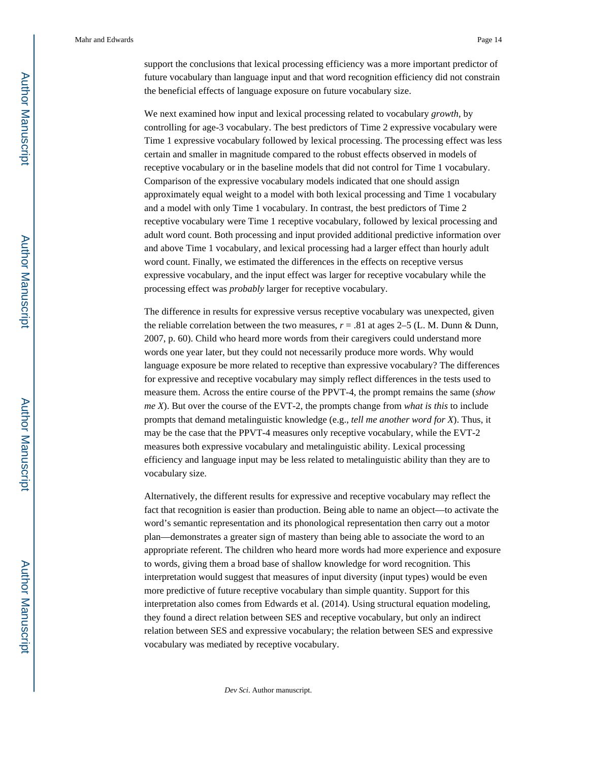support the conclusions that lexical processing efficiency was a more important predictor of future vocabulary than language input and that word recognition efficiency did not constrain the beneficial effects of language exposure on future vocabulary size.

We next examined how input and lexical processing related to vocabulary *growth*, by controlling for age-3 vocabulary. The best predictors of Time 2 expressive vocabulary were Time 1 expressive vocabulary followed by lexical processing. The processing effect was less certain and smaller in magnitude compared to the robust effects observed in models of receptive vocabulary or in the baseline models that did not control for Time 1 vocabulary. Comparison of the expressive vocabulary models indicated that one should assign approximately equal weight to a model with both lexical processing and Time 1 vocabulary and a model with only Time 1 vocabulary. In contrast, the best predictors of Time 2 receptive vocabulary were Time 1 receptive vocabulary, followed by lexical processing and adult word count. Both processing and input provided additional predictive information over and above Time 1 vocabulary, and lexical processing had a larger effect than hourly adult word count. Finally, we estimated the differences in the effects on receptive versus expressive vocabulary, and the input effect was larger for receptive vocabulary while the processing effect was *probably* larger for receptive vocabulary.

The difference in results for expressive versus receptive vocabulary was unexpected, given the reliable correlation between the two measures, $r = .81$ at ages 2–5 (L. M. Dunn & Dunn, 2007, p. 60). Child who heard more words from their caregivers could understand more words one year later, but they could not necessarily produce more words. Why would language exposure be more related to receptive than expressive vocabulary? The differences for expressive and receptive vocabulary may simply reflect differences in the tests used to measure them. Across the entire course of the PPVT-4, the prompt remains the same (*show me X*). But over the course of the EVT-2, the prompts change from *what is this* to include prompts that demand metalinguistic knowledge (e.g., *tell me another word for X*). Thus, it may be the case that the PPVT-4 measures only receptive vocabulary, while the EVT-2 measures both expressive vocabulary and metalinguistic ability. Lexical processing efficiency and language input may be less related to metalinguistic ability than they are to vocabulary size.

Alternatively, the different results for expressive and receptive vocabulary may reflect the fact that recognition is easier than production. Being able to name an object—to activate the word's semantic representation and its phonological representation then carry out a motor plan—demonstrates a greater sign of mastery than being able to associate the word to an appropriate referent. The children who heard more words had more experience and exposure to words, giving them a broad base of shallow knowledge for word recognition. This interpretation would suggest that measures of input diversity (input types) would be even more predictive of future receptive vocabulary than simple quantity. Support for this interpretation also comes from Edwards et al. (2014). Using structural equation modeling, they found a direct relation between SES and receptive vocabulary, but only an indirect relation between SES and expressive vocabulary; the relation between SES and expressive vocabulary was mediated by receptive vocabulary.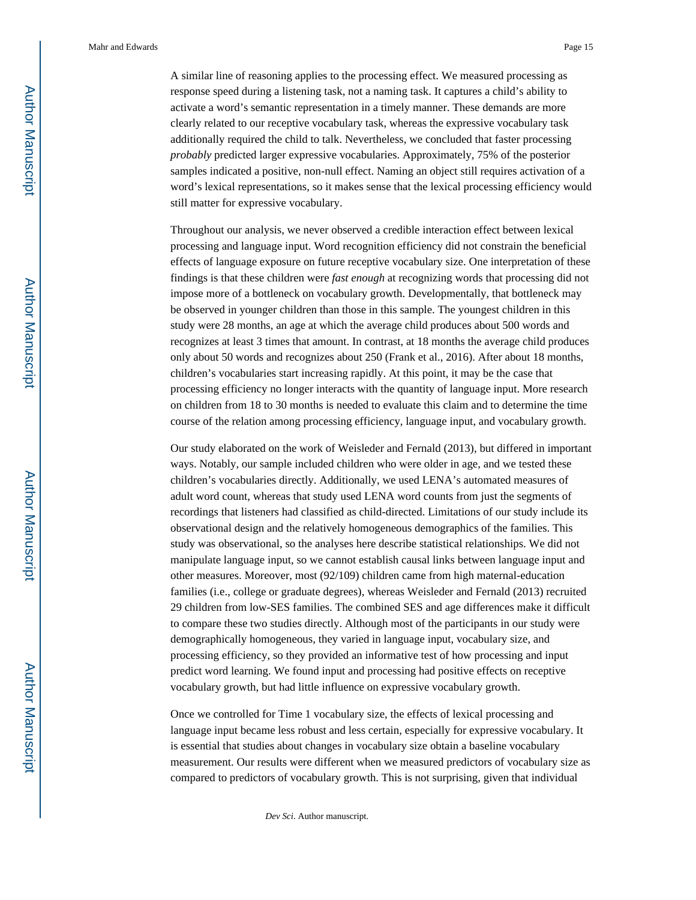A similar line of reasoning applies to the processing effect. We measured processing as response speed during a listening task, not a naming task. It captures a child's ability to activate a word's semantic representation in a timely manner. These demands are more clearly related to our receptive vocabulary task, whereas the expressive vocabulary task additionally required the child to talk. Nevertheless, we concluded that faster processing *probably* predicted larger expressive vocabularies. Approximately, 75% of the posterior samples indicated a positive, non-null effect. Naming an object still requires activation of a word's lexical representations, so it makes sense that the lexical processing efficiency would still matter for expressive vocabulary.

Throughout our analysis, we never observed a credible interaction effect between lexical processing and language input. Word recognition efficiency did not constrain the beneficial effects of language exposure on future receptive vocabulary size. One interpretation of these findings is that these children were *fast enough* at recognizing words that processing did not impose more of a bottleneck on vocabulary growth. Developmentally, that bottleneck may be observed in younger children than those in this sample. The youngest children in this study were 28 months, an age at which the average child produces about 500 words and recognizes at least 3 times that amount. In contrast, at 18 months the average child produces only about 50 words and recognizes about 250 (Frank et al., 2016). After about 18 months, children's vocabularies start increasing rapidly. At this point, it may be the case that processing efficiency no longer interacts with the quantity of language input. More research on children from 18 to 30 months is needed to evaluate this claim and to determine the time course of the relation among processing efficiency, language input, and vocabulary growth.

Our study elaborated on the work of Weisleder and Fernald (2013), but differed in important ways. Notably, our sample included children who were older in age, and we tested these children's vocabularies directly. Additionally, we used LENA's automated measures of adult word count, whereas that study used LENA word counts from just the segments of recordings that listeners had classified as child-directed. Limitations of our study include its observational design and the relatively homogeneous demographics of the families. This study was observational, so the analyses here describe statistical relationships. We did not manipulate language input, so we cannot establish causal links between language input and other measures. Moreover, most (92/109) children came from high maternal-education families (i.e., college or graduate degrees), whereas Weisleder and Fernald (2013) recruited 29 children from low-SES families. The combined SES and age differences make it difficult to compare these two studies directly. Although most of the participants in our study were demographically homogeneous, they varied in language input, vocabulary size, and processing efficiency, so they provided an informative test of how processing and input predict word learning. We found input and processing had positive effects on receptive vocabulary growth, but had little influence on expressive vocabulary growth.

Once we controlled for Time 1 vocabulary size, the effects of lexical processing and language input became less robust and less certain, especially for expressive vocabulary. It is essential that studies about changes in vocabulary size obtain a baseline vocabulary measurement. Our results were different when we measured predictors of vocabulary size as compared to predictors of vocabulary growth. This is not surprising, given that individual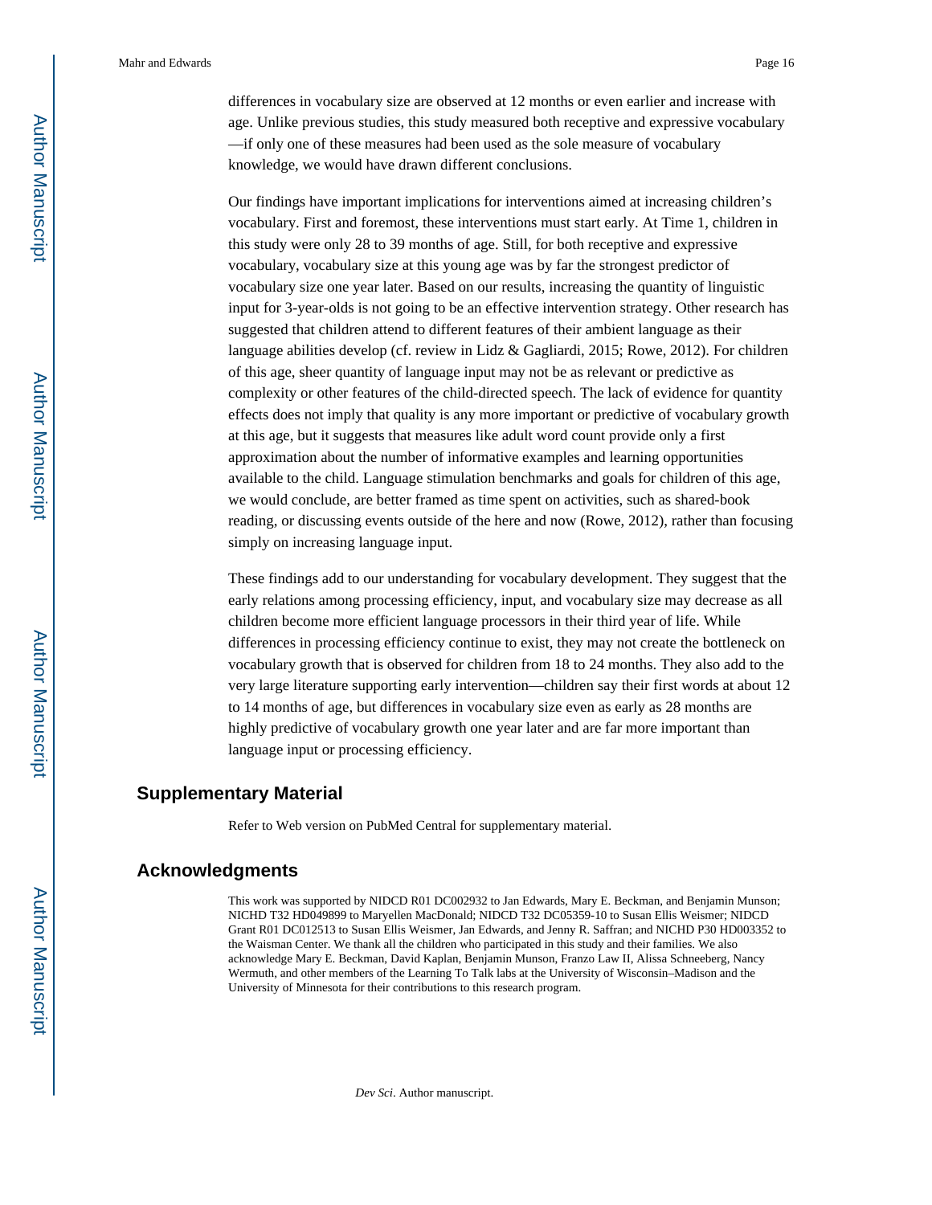differences in vocabulary size are observed at 12 months or even earlier and increase with age. Unlike previous studies, this study measured both receptive and expressive vocabulary —if only one of these measures had been used as the sole measure of vocabulary knowledge, we would have drawn different conclusions.

Our findings have important implications for interventions aimed at increasing children's vocabulary. First and foremost, these interventions must start early. At Time 1, children in this study were only 28 to 39 months of age. Still, for both receptive and expressive vocabulary, vocabulary size at this young age was by far the strongest predictor of vocabulary size one year later. Based on our results, increasing the quantity of linguistic input for 3-year-olds is not going to be an effective intervention strategy. Other research has suggested that children attend to different features of their ambient language as their language abilities develop (cf. review in Lidz & Gagliardi, 2015; Rowe, 2012). For children of this age, sheer quantity of language input may not be as relevant or predictive as complexity or other features of the child-directed speech. The lack of evidence for quantity effects does not imply that quality is any more important or predictive of vocabulary growth at this age, but it suggests that measures like adult word count provide only a first approximation about the number of informative examples and learning opportunities available to the child. Language stimulation benchmarks and goals for children of this age, we would conclude, are better framed as time spent on activities, such as shared-book reading, or discussing events outside of the here and now (Rowe, 2012), rather than focusing simply on increasing language input.

These findings add to our understanding for vocabulary development. They suggest that the early relations among processing efficiency, input, and vocabulary size may decrease as all children become more efficient language processors in their third year of life. While differences in processing efficiency continue to exist, they may not create the bottleneck on vocabulary growth that is observed for children from 18 to 24 months. They also add to the very large literature supporting early intervention—children say their first words at about 12 to 14 months of age, but differences in vocabulary size even as early as 28 months are highly predictive of vocabulary growth one year later and are far more important than language input or processing efficiency.

## Supplementary Material

Refer to Web version on PubMed Central for supplementary material.

## Acknowledgments

This work was supported by NIDCD R01 DC002932 to Jan Edwards, Mary E. Beckman, and Benjamin Munson; NICHD T32 HD049899 to Maryellen MacDonald; NIDCD T32 DC05359-10 to Susan Ellis Weismer; NIDCD Grant R01 DC012513 to Susan Ellis Weismer, Jan Edwards, and Jenny R. Saffran; and NICHD P30 HD003352 to the Waisman Center. We thank all the children who participated in this study and their families. We also acknowledge Mary E. Beckman, David Kaplan, Benjamin Munson, Franzo Law II, Alissa Schneeberg, Nancy Wermuth, and other members of the Learning To Talk labs at the University of Wisconsin–Madison and the University of Minnesota for their contributions to this research program.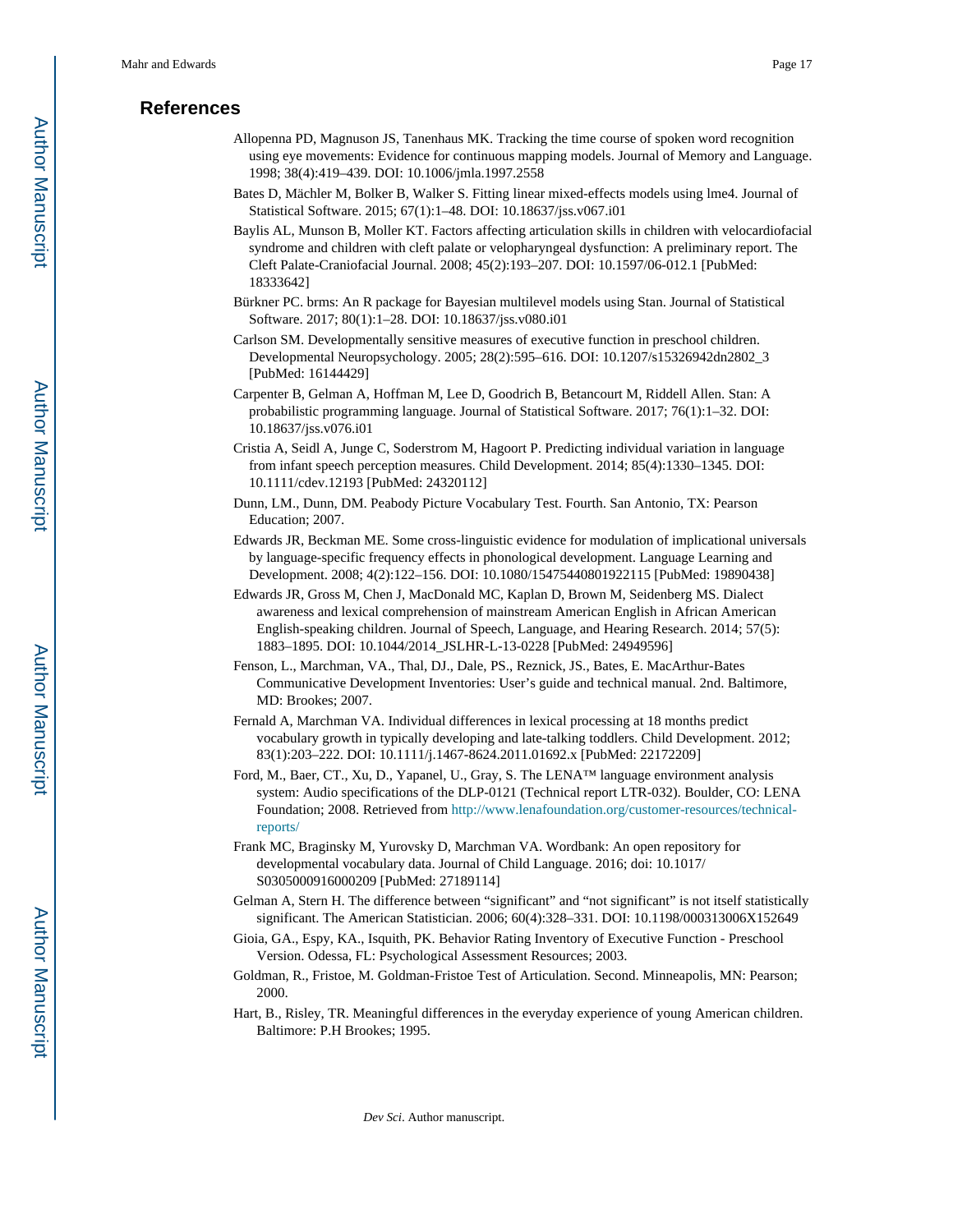## References

Allopenna PD, Magnuson JS, Tanenhaus MK. Tracking the time course of spoken word recognition using eye movements: Evidence for continuous mapping models. Journal of Memory and Language. 1998; 38(4):419–439. DOI: 10.1006/jmla.1997.2558

Bates D, Mächler M, Bolker B, Walker S. Fitting linear mixed-effects models using lme4. Journal of Statistical Software. 2015; 67(1):1–48. DOI: 10.18637/jss.v067.i01

Baylis AL, Munson B, Moller KT. Factors affecting articulation skills in children with velocardiofacial syndrome and children with cleft palate or velopharyngeal dysfunction: A preliminary report. The Cleft Palate-Craniofacial Journal. 2008; 45(2):193–207. DOI: 10.1597/06-012.1 [PubMed: 18333642]

Bürkner PC. brms: An R package for Bayesian multilevel models using Stan. Journal of Statistical Software. 2017; 80(1):1–28. DOI: 10.18637/jss.v080.i01

Carlson SM. Developmentally sensitive measures of executive function in preschool children. Developmental Neuropsychology. 2005; 28(2):595–616. DOI: 10.1207/s15326942dn2802_3 [PubMed: 16144429]

Carpenter B, Gelman A, Hoffman M, Lee D, Goodrich B, Betancourt M, Riddell Allen. Stan: A probabilistic programming language. Journal of Statistical Software. 2017; 76(1):1–32. DOI: 10.18637/jss.v076.i01

Cristia A, Seidl A, Junge C, Soderstrom M, Hagoort P. Predicting individual variation in language from infant speech perception measures. Child Development. 2014; 85(4):1330–1345. DOI: 10.1111/cdev.12193 [PubMed: 24320112]

Dunn, LM., Dunn, DM. Peabody Picture Vocabulary Test. Fourth. San Antonio, TX: Pearson Education; 2007.

Edwards JR, Beckman ME. Some cross-linguistic evidence for modulation of implicational universals by language-specific frequency effects in phonological development. Language Learning and Development. 2008; 4(2):122–156. DOI: 10.1080/15475440801922115 [PubMed: 19890438]

Edwards JR, Gross M, Chen J, MacDonald MC, Kaplan D, Brown M, Seidenberg MS. Dialect awareness and lexical comprehension of mainstream American English in African American English-speaking children. Journal of Speech, Language, and Hearing Research. 2014; 57(5): 1883–1895. DOI: 10.1044/2014_JSLHR-L-13-0228 [PubMed: 24949596]

Fenson, L., Marchman, VA., Thal, DJ., Dale, PS., Reznick, JS., Bates, E. MacArthur-Bates Communicative Development Inventories: User's guide and technical manual. 2nd. Baltimore, MD: Brookes; 2007.

Fernald A, Marchman VA. Individual differences in lexical processing at 18 months predict vocabulary growth in typically developing and late-talking toddlers. Child Development. 2012; 83(1):203–222. DOI: 10.1111/j.1467-8624.2011.01692.x [PubMed: 22172209]

Ford, M., Baer, CT., Xu, D., Yapanel, U., Gray, S. The LENA™ language environment analysis system: Audio specifications of the DLP-0121 (Technical report LTR-032). Boulder, CO: LENA Foundation; 2008. Retrieved from http://www.lenafoundation.org/customer-resources/technical-reports/

Frank MC, Braginsky M, Yurovsky D, Marchman VA. Wordbank: An open repository for developmental vocabulary data. Journal of Child Language. 2016; doi: 10.1017/S0305000916000209 [PubMed: 27189114]

Gelman A, Stern H. The difference between "significant" and "not significant" is not itself statistically significant. The American Statistician. 2006; 60(4):328–331. DOI: 10.1198/000313006X152649

Gioia, GA., Espy, KA., Isquith, PK. Behavior Rating Inventory of Executive Function - Preschool Version. Odessa, FL: Psychological Assessment Resources; 2003.

Goldman, R., Fristoe, M. Goldman-Fristoe Test of Articulation. Second. Minneapolis, MN: Pearson; 2000.

Hart, B., Risley, TR. Meaningful differences in the everyday experience of young American children. Baltimore: P.H Brookes; 1995.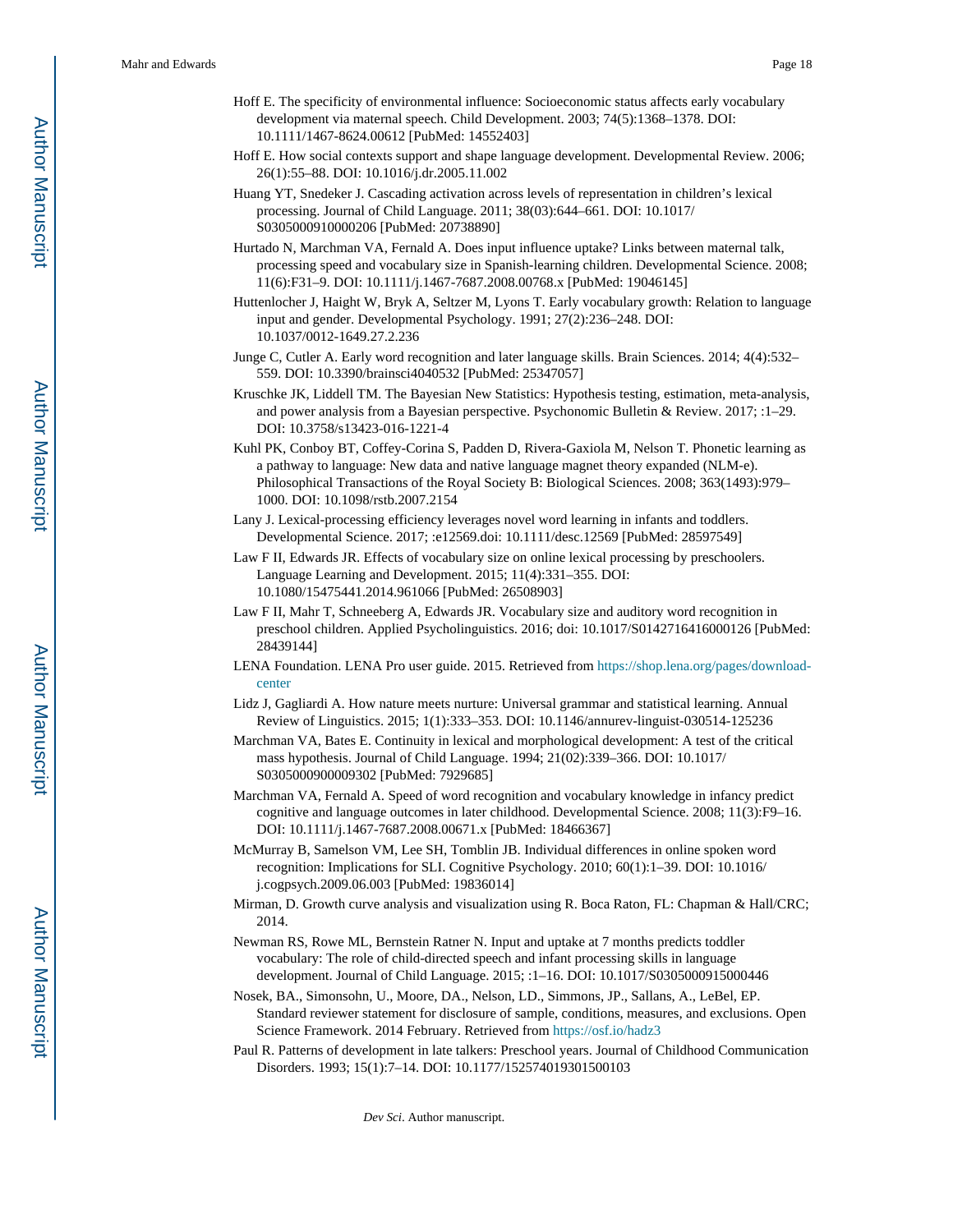Hoff E. The specificity of environmental influence: Socioeconomic status affects early vocabulary development via maternal speech. Child Development. 2003; 74(5):1368–1378. DOI: 10.1111/1467-8624.00612 [PubMed: 14552403]

Hoff E. How social contexts support and shape language development. Developmental Review. 2006; 26(1):55–88. DOI: 10.1016/j.dr.2005.11.002

Huang YT, Snedeker J. Cascading activation across levels of representation in children's lexical processing. Journal of Child Language. 2011; 38(03):644–661. DOI: 10.1017/S0305000910000206 [PubMed: 20738890]

Hurtado N, Marchman VA, Fernald A. Does input influence uptake? Links between maternal talk, processing speed and vocabulary size in Spanish-learning children. Developmental Science. 2008; 11(6):F31–9. DOI: 10.1111/j.1467-7687.2008.00768.x [PubMed: 19046145]

Huttenlocher J, Haight W, Bryk A, Seltzer M, Lyons T. Early vocabulary growth: Relation to language input and gender. Developmental Psychology. 1991; 27(2):236–248. DOI: 10.1037/0012-1649.27.2.236

Junge C, Cutler A. Early word recognition and later language skills. Brain Sciences. 2014; 4(4):532–559. DOI: 10.3390/brainsci4040532 [PubMed: 25347057]

Kruschke JK, Liddell TM. The Bayesian New Statistics: Hypothesis testing, estimation, meta-analysis, and power analysis from a Bayesian perspective. Psychonomic Bulletin & Review. 2017; :1–29. DOI: 10.3758/s13423-016-1221-4

Kuhl PK, Conboy BT, Coffey-Corina S, Padden D, Rivera-Gaxiola M, Nelson T. Phonetic learning as a pathway to language: New data and native language magnet theory expanded (NLM-e). Philosophical Transactions of the Royal Society B: Biological Sciences. 2008; 363(1493):979–1000. DOI: 10.1098/rstb.2007.2154

Lany J. Lexical-processing efficiency leverages novel word learning in infants and toddlers. Developmental Science. 2017; :e12569.doi: 10.1111/desc.12569 [PubMed: 28597549]

Law F II, Edwards JR. Effects of vocabulary size on online lexical processing by preschoolers. Language Learning and Development. 2015; 11(4):331–355. DOI: 10.1080/15475441.2014.961066 [PubMed: 26508903]

Law F II, Mahr T, Schneeberg A, Edwards JR. Vocabulary size and auditory word recognition in preschool children. Applied Psycholinguistics. 2016; doi: 10.1017/S0142716416000126 [PubMed: 28439144]

LENA Foundation. LENA Pro user guide. 2015. Retrieved from https://shop.lena.org/pages/download-center

Lidz J, Gagliardi A. How nature meets nurture: Universal grammar and statistical learning. Annual Review of Linguistics. 2015; 1(1):333–353. DOI: 10.1146/annurev-linguist-030514-125236

Marchman VA, Bates E. Continuity in lexical and morphological development: A test of the critical mass hypothesis. Journal of Child Language. 1994; 21(02):339–366. DOI: 10.1017/S0305000900009302 [PubMed: 7929685]

Marchman VA, Fernald A. Speed of word recognition and vocabulary knowledge in infancy predict cognitive and language outcomes in later childhood. Developmental Science. 2008; 11(3):F9–16. DOI: 10.1111/j.1467-7687.2008.00671.x [PubMed: 18466367]

McMurray B, Samelson VM, Lee SH, Tomblin JB. Individual differences in online spoken word recognition: Implications for SLI. Cognitive Psychology. 2010; 60(1):1–39. DOI: 10.1016/j.cogpsych.2009.06.003 [PubMed: 19836014]

Mirman, D. Growth curve analysis and visualization using R. Boca Raton, FL: Chapman & Hall/CRC; 2014.

Newman RS, Rowe ML, Bernstein Ratner N. Input and uptake at 7 months predicts toddler vocabulary: The role of child-directed speech and infant processing skills in language development. Journal of Child Language. 2015; :1–16. DOI: 10.1017/S0305000915000446

Nosek, BA., Simonsohn, U., Moore, DA., Nelson, LD., Simmons, JP., Sallans, A., LeBel, EP. Standard reviewer statement for disclosure of sample, conditions, measures, and exclusions. Open Science Framework. 2014 February. Retrieved from https://osf.io/hadz3

Paul R. Patterns of development in late talkers: Preschool years. Journal of Childhood Communication Disorders. 1993; 15(1):7–14. DOI: 10.1177/152574019301500103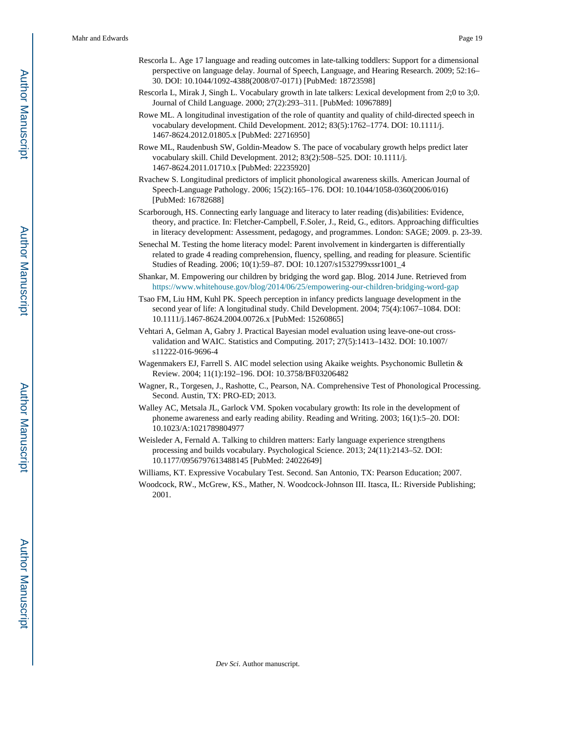Rescorla L. Age 17 language and reading outcomes in late-talking toddlers: Support for a dimensional perspective on language delay. Journal of Speech, Language, and Hearing Research. 2009; 52:16–30. DOI: 10.1044/1092-4388(2008/07-0171) [PubMed: 18723598]

Rescorla L, Mirak J, Singh L. Vocabulary growth in late talkers: Lexical development from 2;0 to 3;0. Journal of Child Language. 2000; 27(2):293–311. [PubMed: 10967889]

Rowe ML. A longitudinal investigation of the role of quantity and quality of child-directed speech in vocabulary development. Child Development. 2012; 83(5):1762–1774. DOI: 10.1111/j.1467-8624.2012.01805.x [PubMed: 22716950]

Rowe ML, Raudenbush SW, Goldin-Meadow S. The pace of vocabulary growth helps predict later vocabulary skill. Child Development. 2012; 83(2):508–525. DOI: 10.1111/j.1467-8624.2011.01710.x [PubMed: 22235920]

Rvachew S. Longitudinal predictors of implicit phonological awareness skills. American Journal of Speech-Language Pathology. 2006; 15(2):165–176. DOI: 10.1044/1058-0360(2006/016) [PubMed: 16782688]

Scarborough, HS. Connecting early language and literacy to later reading (dis)abilities: Evidence, theory, and practice. In: Fletcher-Campbell, F.Soler, J., Reid, G., editors. Approaching difficulties in literacy development: Assessment, pedagogy, and programmes. London: SAGE; 2009. p. 23-39.

Senechal M. Testing the home literacy model: Parent involvement in kindergarten is differentially related to grade 4 reading comprehension, fluency, spelling, and reading for pleasure. Scientific Studies of Reading. 2006; 10(1):59–87. DOI: 10.1207/s1532799xssr1001_4

Shankar, M. Empowering our children by bridging the word gap. Blog. 2014 June. Retrieved from https://www.whitehouse.gov/blog/2014/06/25/empowering-our-children-bridging-word-gap

Tsao FM, Liu HM, Kuhl PK. Speech perception in infancy predicts language development in the second year of life: A longitudinal study. Child Development. 2004; 75(4):1067–1084. DOI: 10.1111/j.1467-8624.2004.00726.x [PubMed: 15260865]

Vehtari A, Gelman A, Gabry J. Practical Bayesian model evaluation using leave-one-out cross-validation and WAIC. Statistics and Computing. 2017; 27(5):1413–1432. DOI: 10.1007/s11222-016-9696-4

Wagenmakers EJ, Farrell S. AIC model selection using Akaike weights. Psychonomic Bulletin & Review. 2004; 11(1):192–196. DOI: 10.3758/BF03206482

Wagner, R., Torgesen, J., Rashotte, C., Pearson, NA. Comprehensive Test of Phonological Processing. Second. Austin, TX: PRO-ED; 2013.

Walley AC, Metsala JL, Garlock VM. Spoken vocabulary growth: Its role in the development of phoneme awareness and early reading ability. Reading and Writing. 2003; 16(1):5–20. DOI: 10.1023/A:1021789804977

Weisleder A, Fernald A. Talking to children matters: Early language experience strengthens processing and builds vocabulary. Psychological Science. 2013; 24(11):2143–52. DOI: 10.1177/0956797613488145 [PubMed: 24022649]

Williams, KT. Expressive Vocabulary Test. Second. San Antonio, TX: Pearson Education; 2007.

Woodcock, RW., McGrew, KS., Mather, N. Woodcock-Johnson III. Itasca, IL: Riverside Publishing; 2001.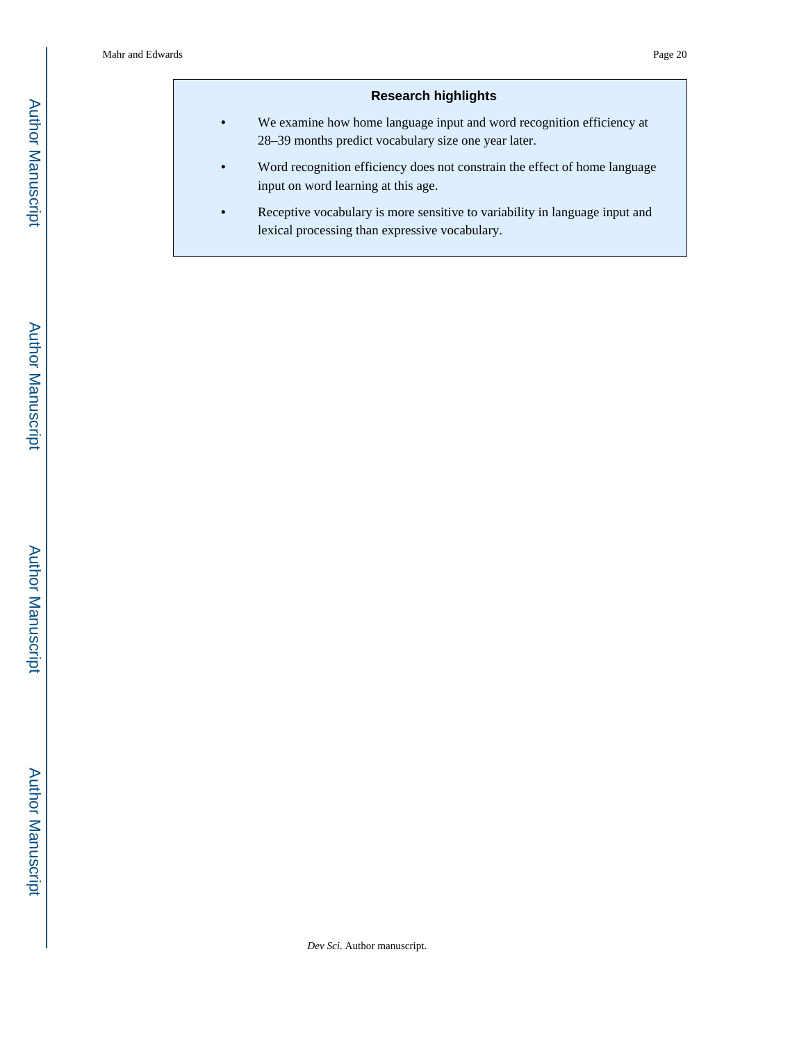## Research highlights

- We examine how home language input and word recognition efficiency at 28–39 months predict vocabulary size one year later.
- Word recognition efficiency does not constrain the effect of home language input on word learning at this age.
- Receptive vocabulary is more sensitive to variability in language input and lexical processing than expressive vocabulary.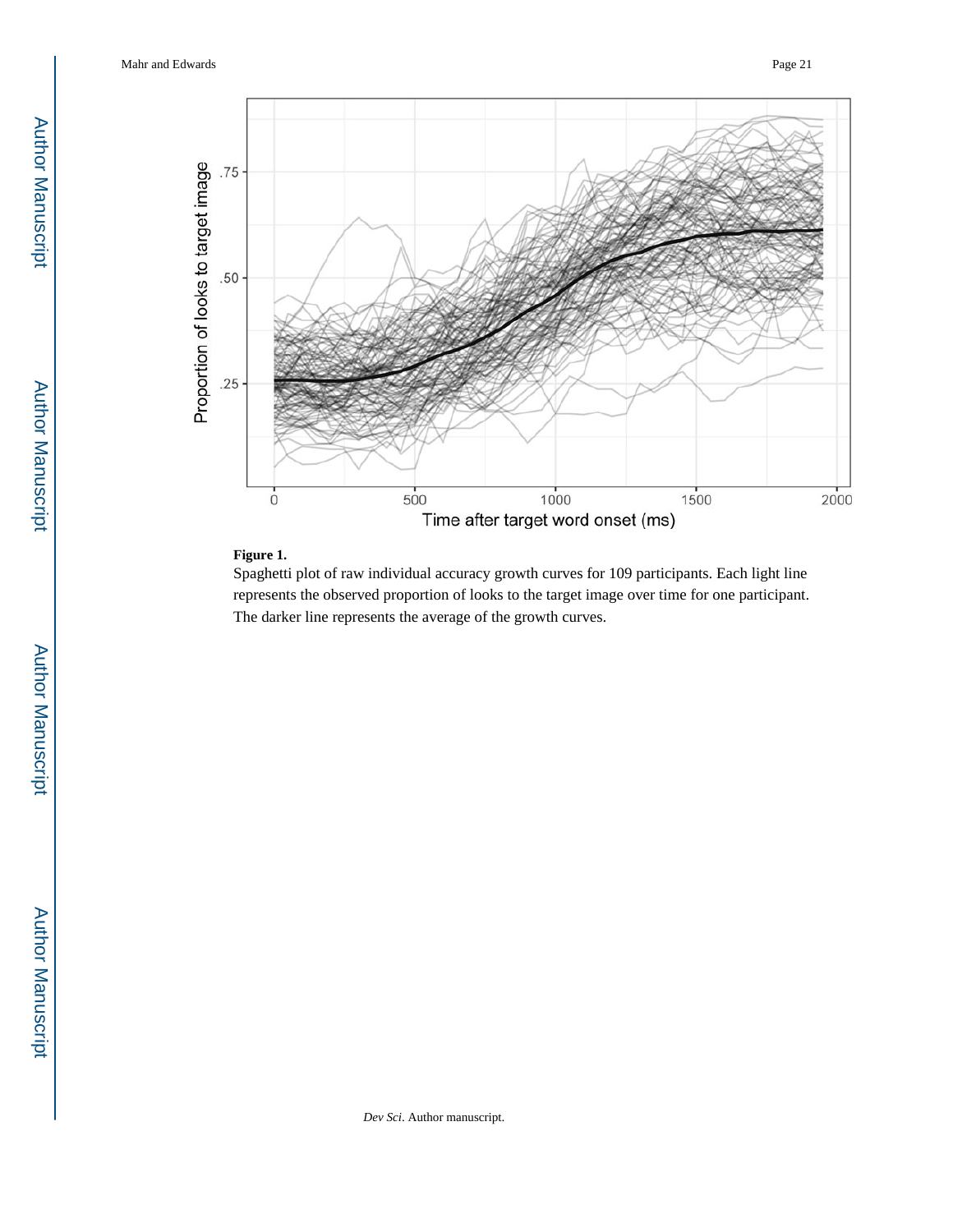**Figure 1.**

Spaghetti plot of raw individual accuracy growth curves for 109 participants. Each light line represents the observed proportion of looks to the target image over time for one participant. The darker line represents the average of the growth curves.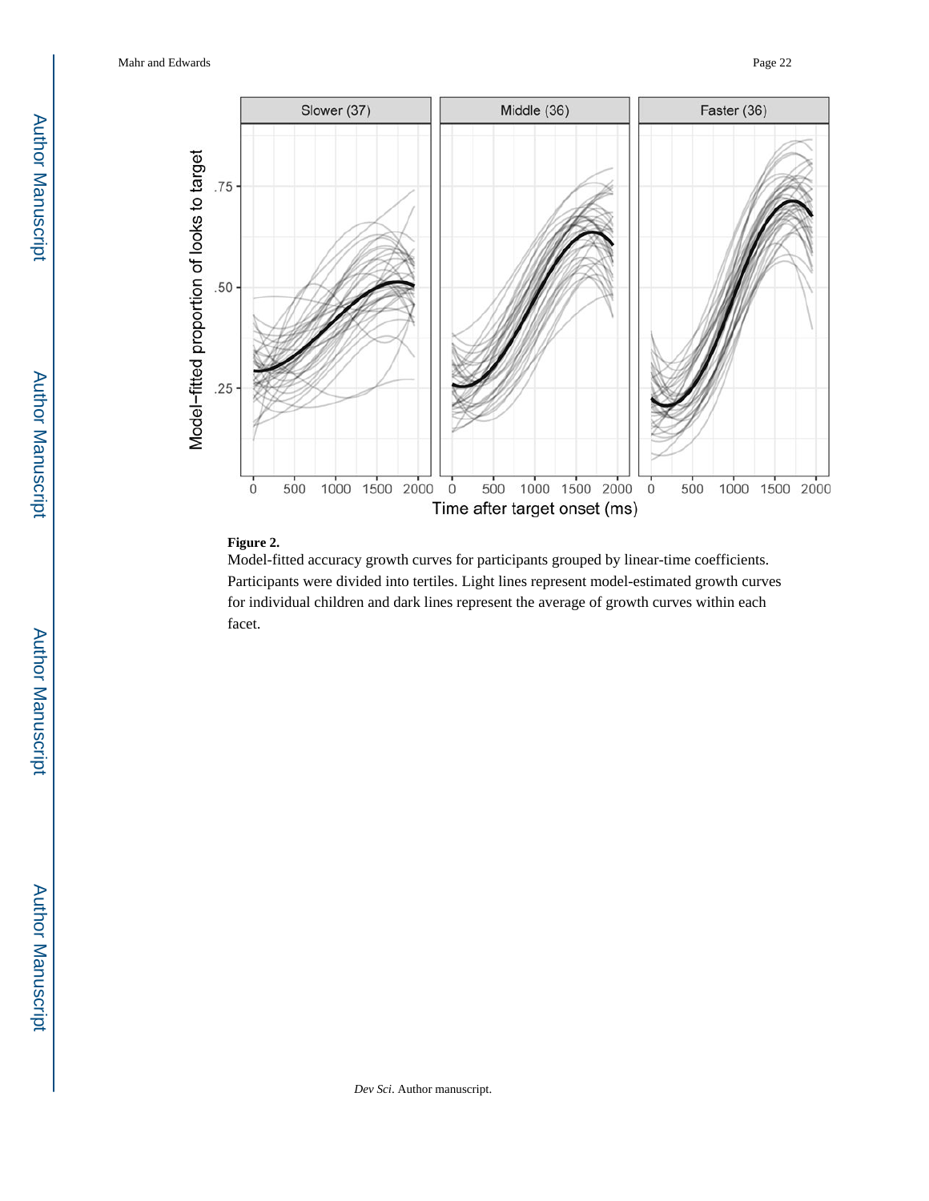**Figure 2.**

Model-fitted accuracy growth curves for participants grouped by linear-time coefficients. Participants were divided into tertiles. Light lines represent model-estimated growth curves for individual children and dark lines represent the average of growth curves within each facet.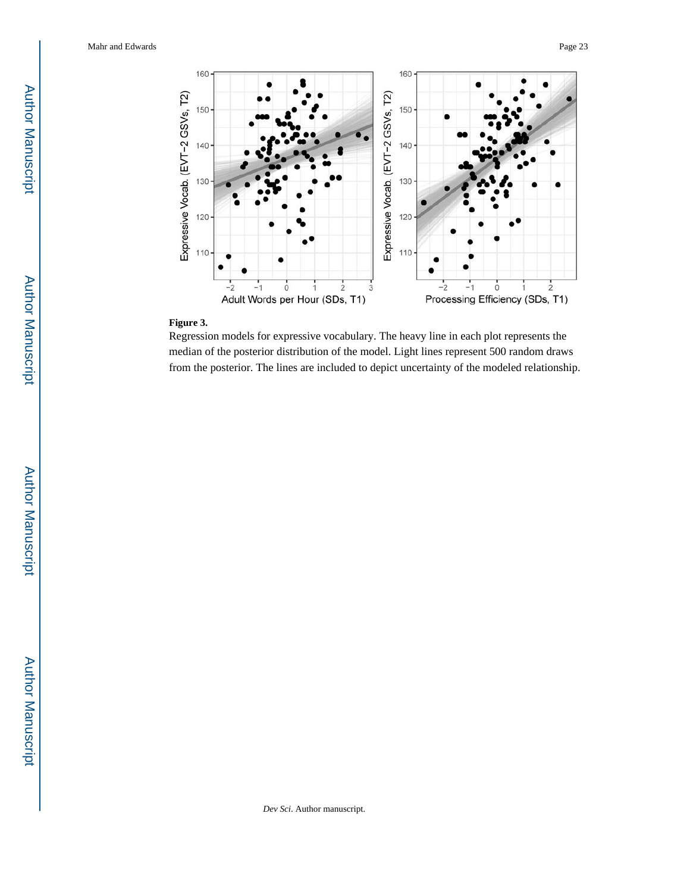**Figure 3.**

Regression models for expressive vocabulary. The heavy line in each plot represents the median of the posterior distribution of the model. Light lines represent 500 random draws from the posterior. The lines are included to depict uncertainty of the modeled relationship.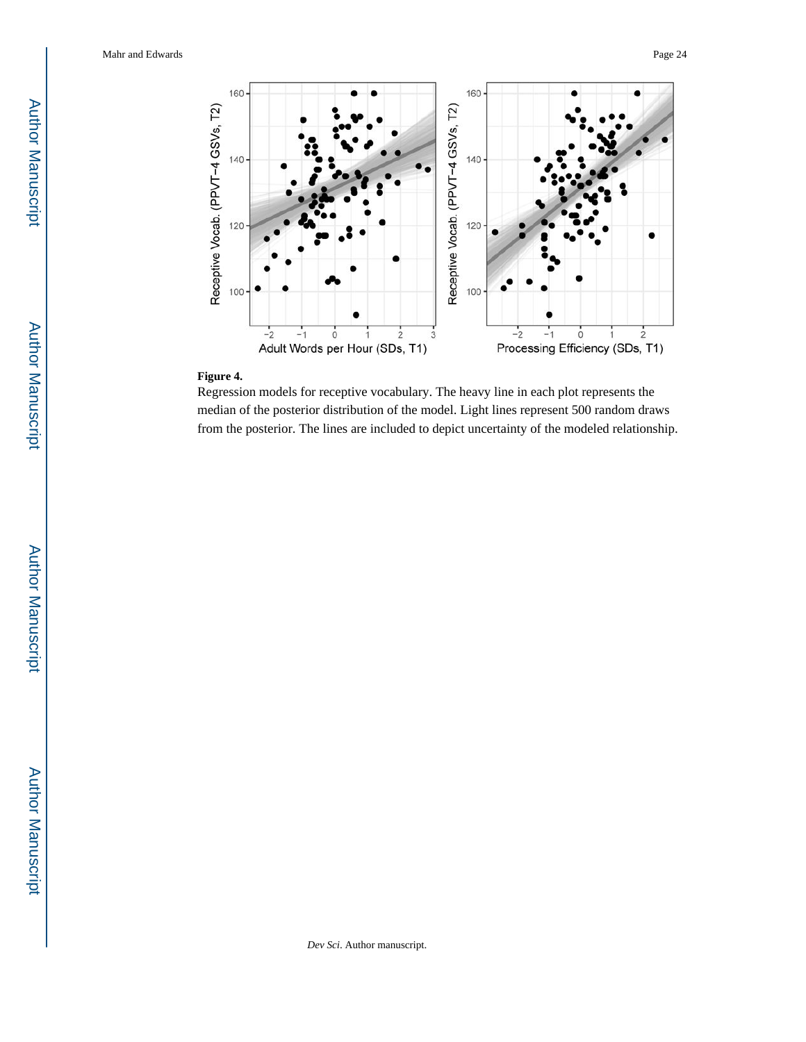**Figure 4.**

Regression models for receptive vocabulary. The heavy line in each plot represents the median of the posterior distribution of the model. Light lines represent 500 random draws from the posterior. The lines are included to depict uncertainty of the modeled relationship.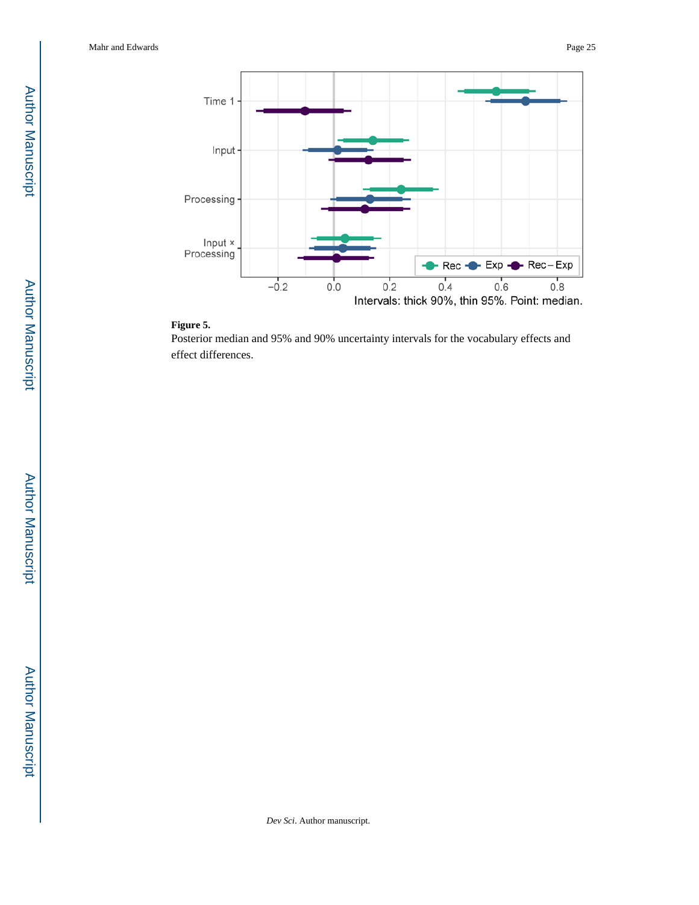**Figure 5.**

Posterior median and 95% and 90% uncertainty intervals for the vocabulary effects and effect differences.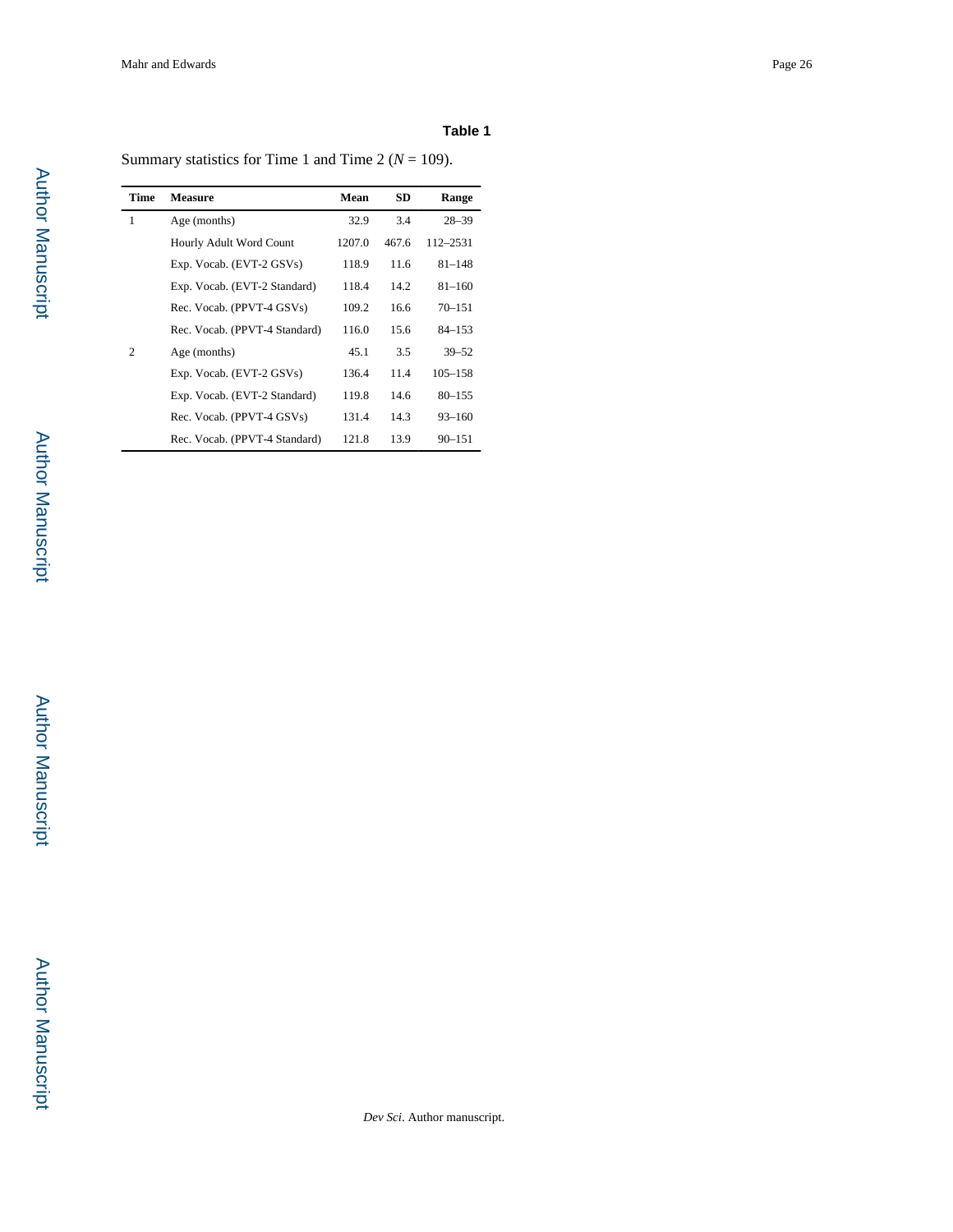**Table 1**

Summary statistics for Time 1 and Time 2 (*N* = 109).

| Time | Measure | Mean | SD | Range |
|---|---|---|---|---|
| 1 | Age (months) | 32.9 | 3.4 | 28–39 |
| | Hourly Adult Word Count | 1207.0 | 467.6 | 112–2531 |
| | Exp. Vocab. (EVT-2 GSVs) | 118.9 | 11.6 | 81–148 |
| | Exp. Vocab. (EVT-2 Standard) | 118.4 | 14.2 | 81–160 |
| | Rec. Vocab. (PPVT-4 GSVs) | 109.2 | 16.6 | 70–151 |
| | Rec. Vocab. (PPVT-4 Standard) | 116.0 | 15.6 | 84–153 |
| 2 | Age (months) | 45.1 | 3.5 | 39–52 |
| | Exp. Vocab. (EVT-2 GSVs) | 136.4 | 11.4 | 105–158 |
| | Exp. Vocab. (EVT-2 Standard) | 119.8 | 14.6 | 80–155 |
| | Rec. Vocab. (PPVT-4 GSVs) | 131.4 | 14.3 | 93–160 |
| | Rec. Vocab. (PPVT-4 Standard) | 121.8 | 13.9 | 90–151 |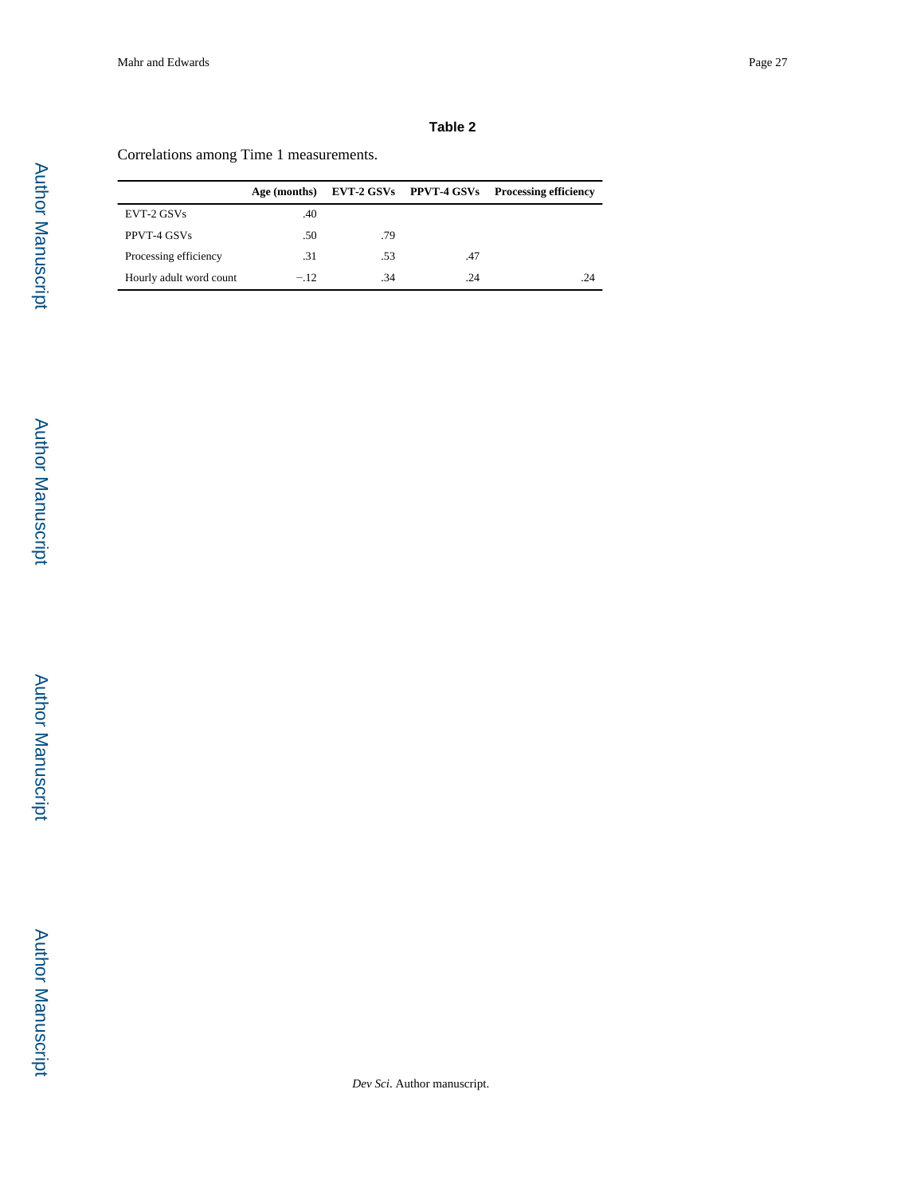**Table 2**

Correlations among Time 1 measurements.

| | Age (months) | EVT-2 GSVs | PPVT-4 GSVs | Processing efficiency |
|---|---|---|---|---|
| EVT-2 GSVs | .40 | | | |
| PPVT-4 GSVs | .50 | .79 | | |
| Processing efficiency | .31 | .53 | .47 | |
| Hourly adult word count | −.12 | .34 | .24 | .24 |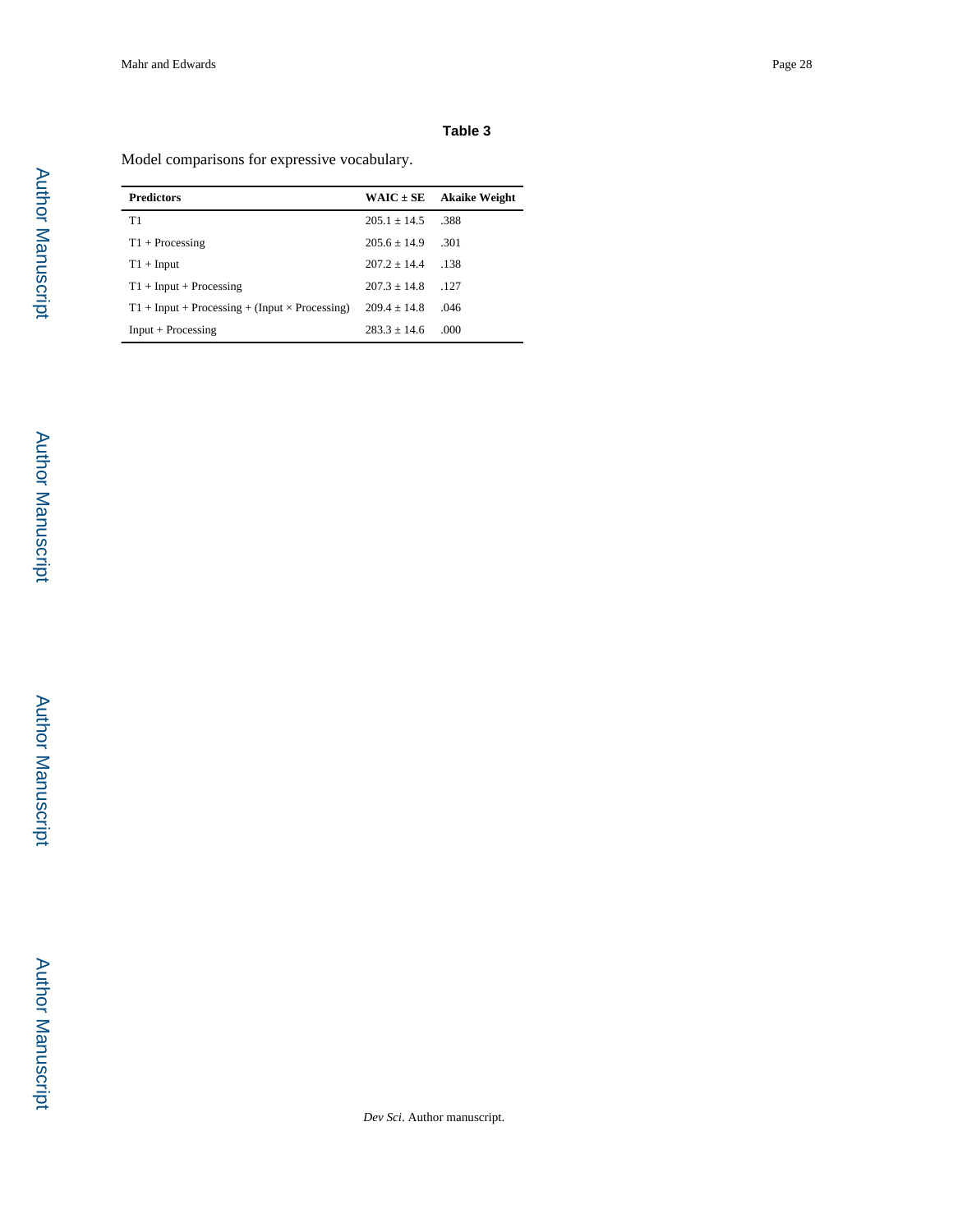**Table 3**

Model comparisons for expressive vocabulary.

| Predictors | WAIC ± SE | Akaike Weight |
|---|---|---|
| T1 | 205.1 ± 14.5 | .388 |
| T1 + Processing | 205.6 ± 14.9 | .301 |
| T1 + Input | 207.2 ± 14.4 | .138 |
| T1 + Input + Processing | 207.3 ± 14.8 | .127 |
| T1 + Input + Processing + (Input × Processing) | 209.4 ± 14.8 | .046 |
| Input + Processing | 283.3 ± 14.6 | .000 |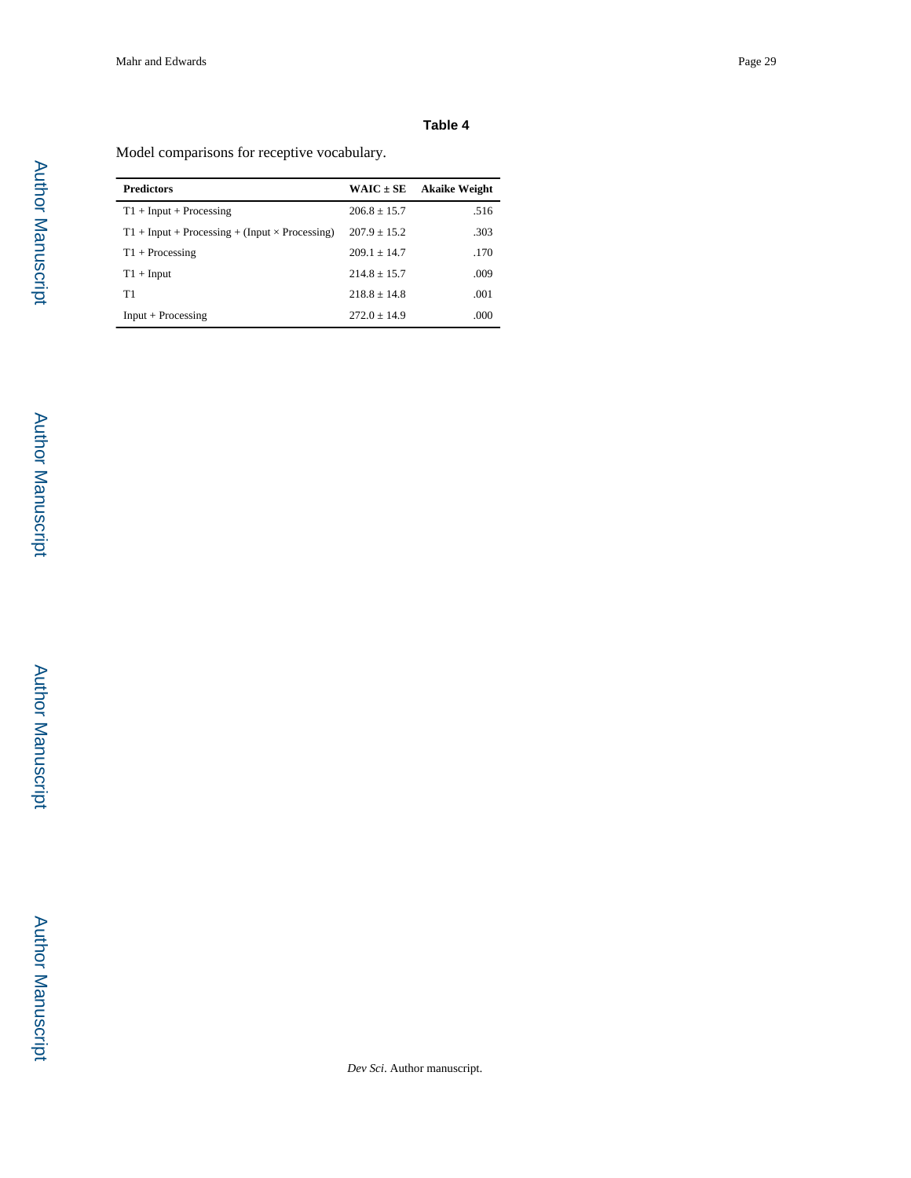**Table 4**

Model comparisons for receptive vocabulary.

| Predictors | WAIC ± SE | Akaike Weight |
|---|---|---|
| T1 + Input + Processing | 206.8 ± 15.7 | .516 |
| T1 + Input + Processing + (Input × Processing) | 207.9 ± 15.2 | .303 |
| T1 + Processing | 209.1 ± 14.7 | .170 |
| T1 + Input | 214.8 ± 15.7 | .009 |
| T1 | 218.8 ± 14.8 | .001 |
| Input + Processing | 272.0 ± 14.9 | .000 |